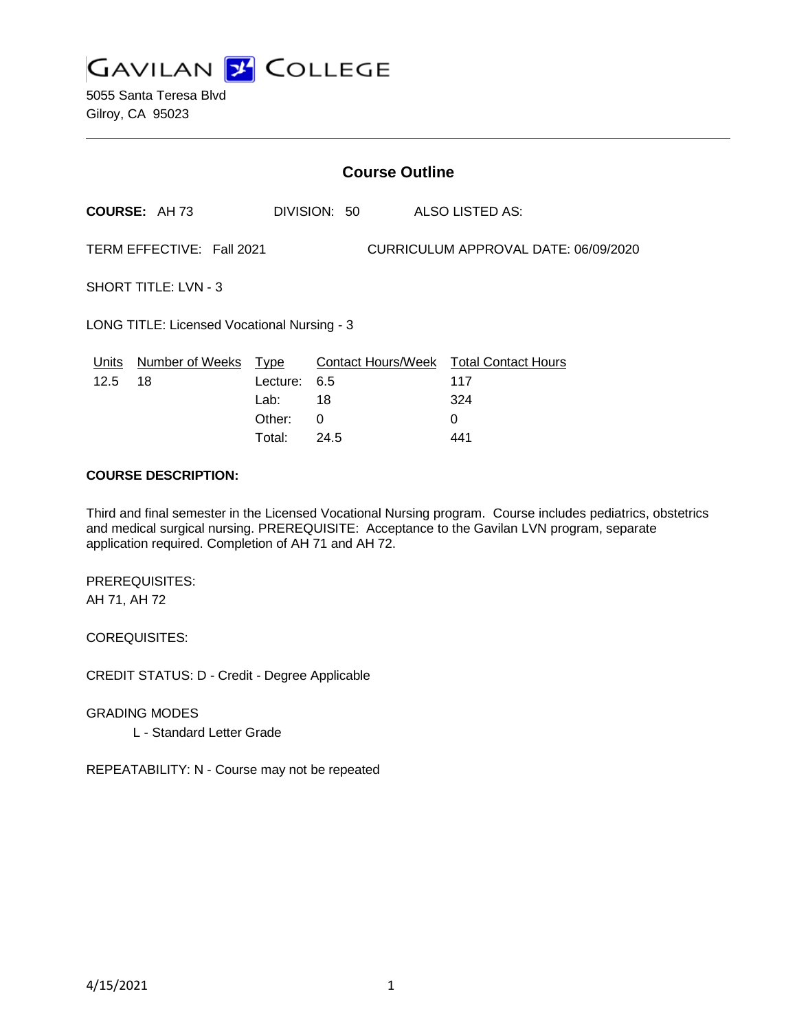# GAVILAN COLLEGE

5055 Santa Teresa Blvd
Gilroy, CA 95023

## Course Outline

**COURSE:** AH 73 DIVISION: 50 ALSO LISTED AS:

TERM EFFECTIVE: Fall 2021 CURRICULUM APPROVAL DATE: 06/09/2020

SHORT TITLE: LVN - 3

LONG TITLE: Licensed Vocational Nursing - 3

| Units | Number of Weeks | Type | Contact Hours/Week | Total Contact Hours |
|---|---|---|---|---|
| 12.5 | 18 | Lecture: | 6.5 | 117 |
| | | Lab: | 18 | 324 |
| | | Other: | 0 | 0 |
| | | Total: | 24.5 | 441 |

**COURSE DESCRIPTION:**

Third and final semester in the Licensed Vocational Nursing program. Course includes pediatrics, obstetrics and medical surgical nursing. PREREQUISITE: Acceptance to the Gavilan LVN program, separate application required. Completion of AH 71 and AH 72.

PREREQUISITES:
AH 71, AH 72

COREQUISITES:

CREDIT STATUS: D - Credit - Degree Applicable

GRADING MODES
L - Standard Letter Grade

REPEATABILITY: N - Course may not be repeated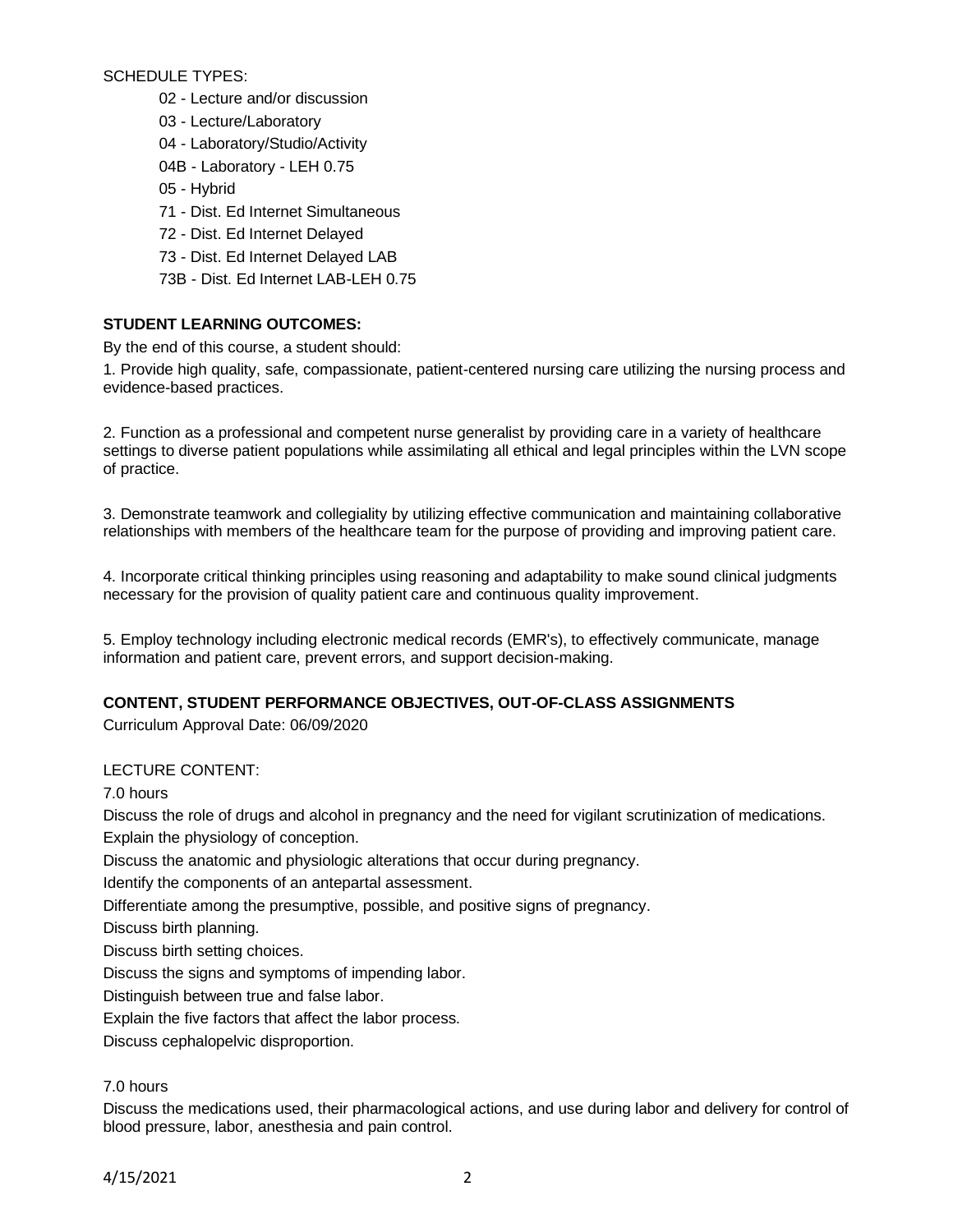SCHEDULE TYPES:

- 02 - Lecture and/or discussion
- 03 - Lecture/Laboratory
- 04 - Laboratory/Studio/Activity
- 04B - Laboratory - LEH 0.75
- 05 - Hybrid
- 71 - Dist. Ed Internet Simultaneous
- 72 - Dist. Ed Internet Delayed
- 73 - Dist. Ed Internet Delayed LAB
- 73B - Dist. Ed Internet LAB-LEH 0.75

**STUDENT LEARNING OUTCOMES:**

By the end of this course, a student should:

1. Provide high quality, safe, compassionate, patient-centered nursing care utilizing the nursing process and evidence-based practices.

2. Function as a professional and competent nurse generalist by providing care in a variety of healthcare settings to diverse patient populations while assimilating all ethical and legal principles within the LVN scope of practice.

3. Demonstrate teamwork and collegiality by utilizing effective communication and maintaining collaborative relationships with members of the healthcare team for the purpose of providing and improving patient care.

4. Incorporate critical thinking principles using reasoning and adaptability to make sound clinical judgments necessary for the provision of quality patient care and continuous quality improvement.

5. Employ technology including electronic medical records (EMR's), to effectively communicate, manage information and patient care, prevent errors, and support decision-making.

**CONTENT, STUDENT PERFORMANCE OBJECTIVES, OUT-OF-CLASS ASSIGNMENTS**

Curriculum Approval Date: 06/09/2020

LECTURE CONTENT:

7.0 hours

Discuss the role of drugs and alcohol in pregnancy and the need for vigilant scrutinization of medications.

Explain the physiology of conception.

Discuss the anatomic and physiologic alterations that occur during pregnancy.

Identify the components of an antepartal assessment.

Differentiate among the presumptive, possible, and positive signs of pregnancy.

Discuss birth planning.

Discuss birth setting choices.

Discuss the signs and symptoms of impending labor.

Distinguish between true and false labor.

Explain the five factors that affect the labor process.

Discuss cephalopelvic disproportion.

7.0 hours

Discuss the medications used, their pharmacological actions, and use during labor and delivery for control of blood pressure, labor, anesthesia and pain control.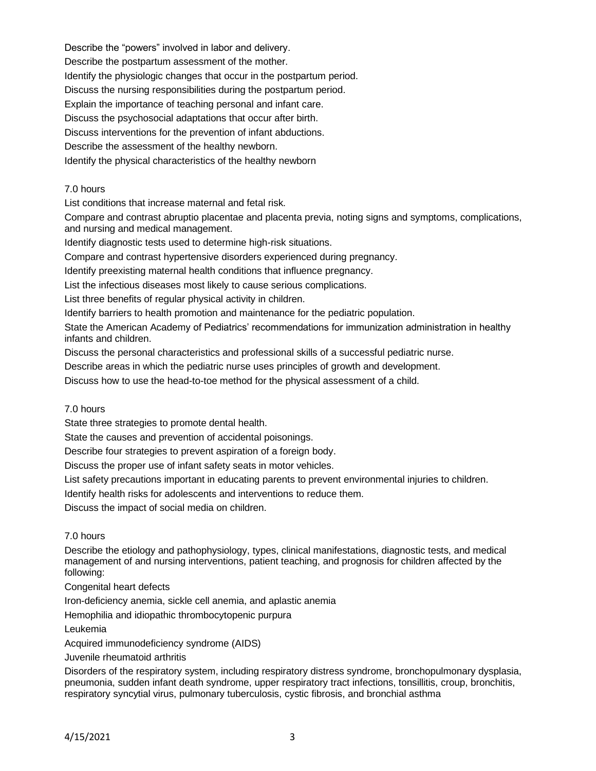Describe the “powers” involved in labor and delivery.

Describe the postpartum assessment of the mother.

Identify the physiologic changes that occur in the postpartum period.

Discuss the nursing responsibilities during the postpartum period.

Explain the importance of teaching personal and infant care.

Discuss the psychosocial adaptations that occur after birth.

Discuss interventions for the prevention of infant abductions.

Describe the assessment of the healthy newborn.

Identify the physical characteristics of the healthy newborn

7.0 hours

List conditions that increase maternal and fetal risk.

Compare and contrast abruptio placentae and placenta previa, noting signs and symptoms, complications, and nursing and medical management.

Identify diagnostic tests used to determine high-risk situations.

Compare and contrast hypertensive disorders experienced during pregnancy.

Identify preexisting maternal health conditions that influence pregnancy.

List the infectious diseases most likely to cause serious complications.

List three benefits of regular physical activity in children.

Identify barriers to health promotion and maintenance for the pediatric population.

State the American Academy of Pediatrics’ recommendations for immunization administration in healthy infants and children.

Discuss the personal characteristics and professional skills of a successful pediatric nurse.

Describe areas in which the pediatric nurse uses principles of growth and development.

Discuss how to use the head-to-toe method for the physical assessment of a child.

7.0 hours

State three strategies to promote dental health.

State the causes and prevention of accidental poisonings.

Describe four strategies to prevent aspiration of a foreign body.

Discuss the proper use of infant safety seats in motor vehicles.

List safety precautions important in educating parents to prevent environmental injuries to children.

Identify health risks for adolescents and interventions to reduce them.

Discuss the impact of social media on children.

7.0 hours

Describe the etiology and pathophysiology, types, clinical manifestations, diagnostic tests, and medical management of and nursing interventions, patient teaching, and prognosis for children affected by the following:

Congenital heart defects

Iron-deficiency anemia, sickle cell anemia, and aplastic anemia

Hemophilia and idiopathic thrombocytopenic purpura

Leukemia

Acquired immunodeficiency syndrome (AIDS)

Juvenile rheumatoid arthritis

Disorders of the respiratory system, including respiratory distress syndrome, bronchopulmonary dysplasia, pneumonia, sudden infant death syndrome, upper respiratory tract infections, tonsillitis, croup, bronchitis, respiratory syncytial virus, pulmonary tuberculosis, cystic fibrosis, and bronchial asthma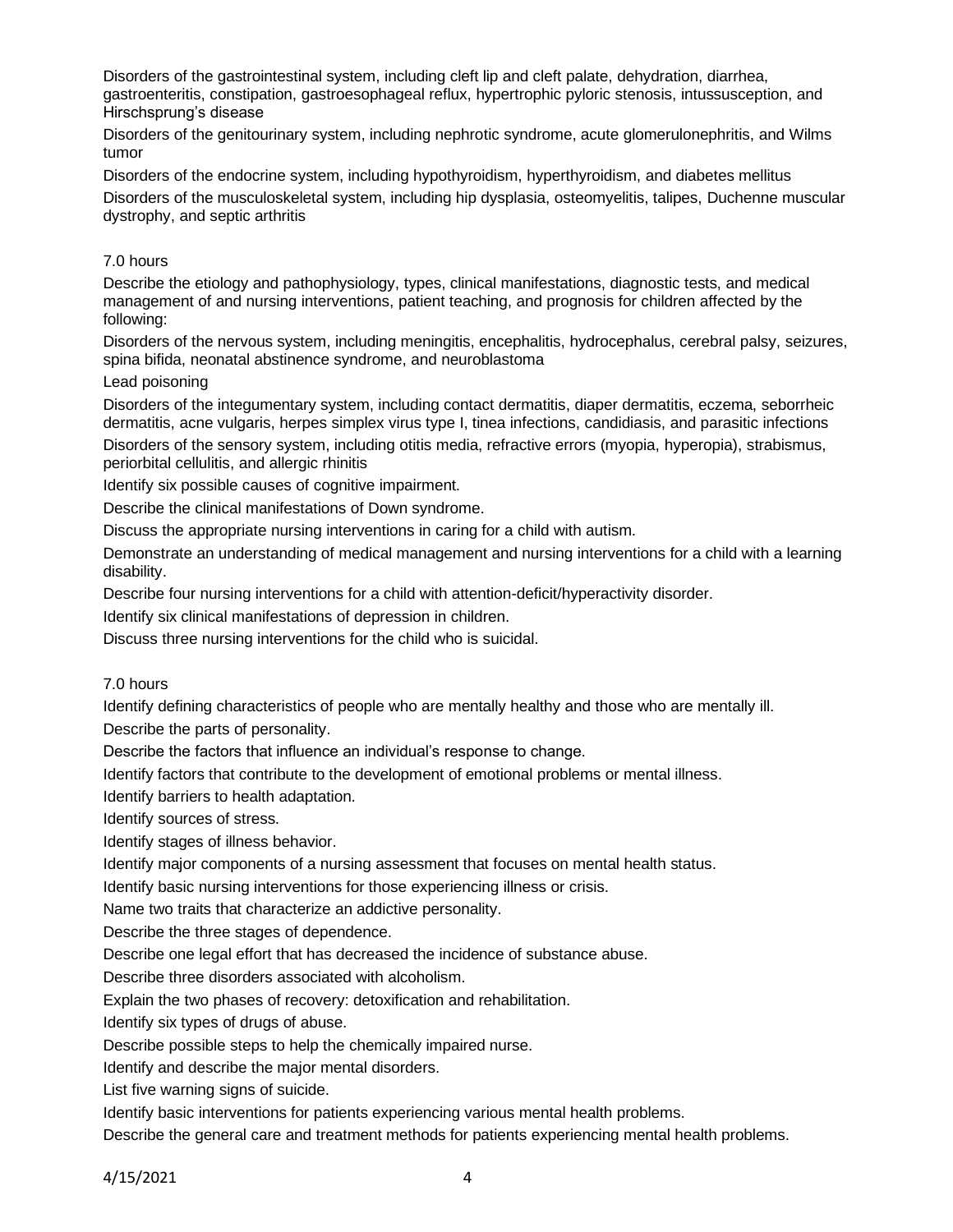Disorders of the gastrointestinal system, including cleft lip and cleft palate, dehydration, diarrhea, gastroenteritis, constipation, gastroesophageal reflux, hypertrophic pyloric stenosis, intussusception, and Hirschsprung's disease

Disorders of the genitourinary system, including nephrotic syndrome, acute glomerulonephritis, and Wilms tumor

Disorders of the endocrine system, including hypothyroidism, hyperthyroidism, and diabetes mellitus

Disorders of the musculoskeletal system, including hip dysplasia, osteomyelitis, talipes, Duchenne muscular dystrophy, and septic arthritis

7.0 hours

Describe the etiology and pathophysiology, types, clinical manifestations, diagnostic tests, and medical management of and nursing interventions, patient teaching, and prognosis for children affected by the following:

Disorders of the nervous system, including meningitis, encephalitis, hydrocephalus, cerebral palsy, seizures, spina bifida, neonatal abstinence syndrome, and neuroblastoma

Lead poisoning

Disorders of the integumentary system, including contact dermatitis, diaper dermatitis, eczema, seborrheic dermatitis, acne vulgaris, herpes simplex virus type I, tinea infections, candidiasis, and parasitic infections

Disorders of the sensory system, including otitis media, refractive errors (myopia, hyperopia), strabismus, periorbital cellulitis, and allergic rhinitis

Identify six possible causes of cognitive impairment.

Describe the clinical manifestations of Down syndrome.

Discuss the appropriate nursing interventions in caring for a child with autism.

Demonstrate an understanding of medical management and nursing interventions for a child with a learning disability.

Describe four nursing interventions for a child with attention-deficit/hyperactivity disorder.

Identify six clinical manifestations of depression in children.

Discuss three nursing interventions for the child who is suicidal.

7.0 hours

Identify defining characteristics of people who are mentally healthy and those who are mentally ill.

Describe the parts of personality.

Describe the factors that influence an individual's response to change.

Identify factors that contribute to the development of emotional problems or mental illness.

Identify barriers to health adaptation.

Identify sources of stress.

Identify stages of illness behavior.

Identify major components of a nursing assessment that focuses on mental health status.

Identify basic nursing interventions for those experiencing illness or crisis.

Name two traits that characterize an addictive personality.

Describe the three stages of dependence.

Describe one legal effort that has decreased the incidence of substance abuse.

Describe three disorders associated with alcoholism.

Explain the two phases of recovery: detoxification and rehabilitation.

Identify six types of drugs of abuse.

Describe possible steps to help the chemically impaired nurse.

Identify and describe the major mental disorders.

List five warning signs of suicide.

Identify basic interventions for patients experiencing various mental health problems.

Describe the general care and treatment methods for patients experiencing mental health problems.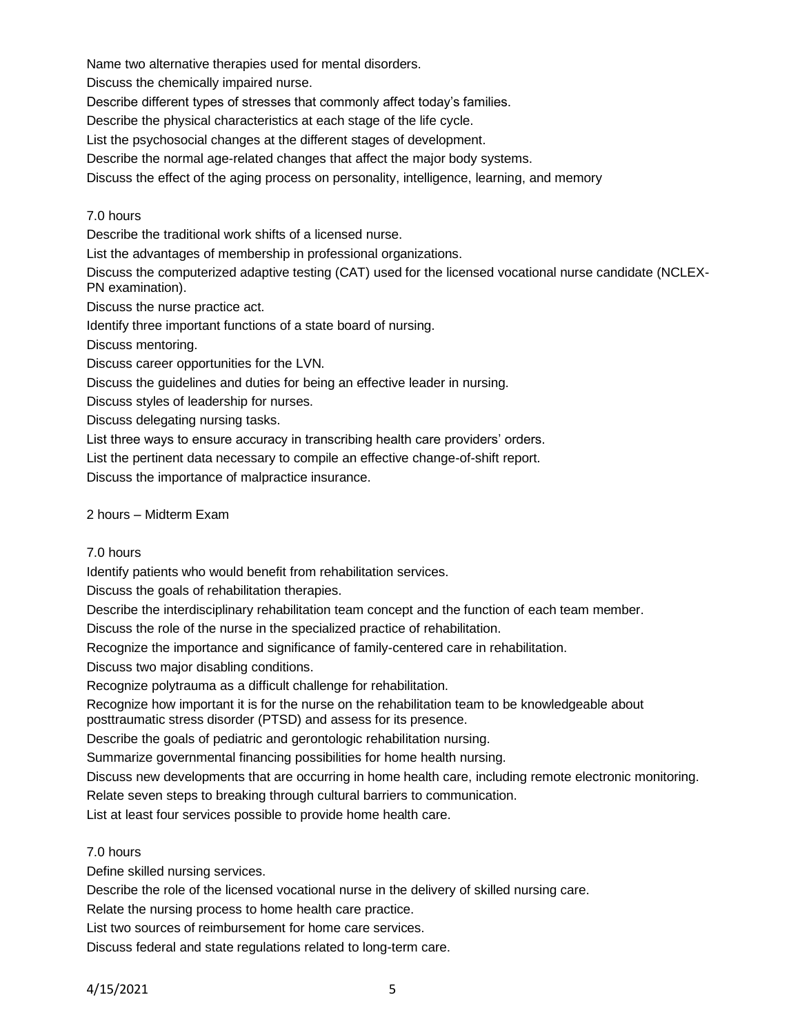Name two alternative therapies used for mental disorders.

Discuss the chemically impaired nurse.

Describe different types of stresses that commonly affect today's families.

Describe the physical characteristics at each stage of the life cycle.

List the psychosocial changes at the different stages of development.

Describe the normal age-related changes that affect the major body systems.

Discuss the effect of the aging process on personality, intelligence, learning, and memory

7.0 hours

Describe the traditional work shifts of a licensed nurse.

List the advantages of membership in professional organizations.

Discuss the computerized adaptive testing (CAT) used for the licensed vocational nurse candidate (NCLEX-PN examination).

Discuss the nurse practice act.

Identify three important functions of a state board of nursing.

Discuss mentoring.

Discuss career opportunities for the LVN.

Discuss the guidelines and duties for being an effective leader in nursing.

Discuss styles of leadership for nurses.

Discuss delegating nursing tasks.

List three ways to ensure accuracy in transcribing health care providers' orders.

List the pertinent data necessary to compile an effective change-of-shift report.

Discuss the importance of malpractice insurance.

2 hours – Midterm Exam

7.0 hours

Identify patients who would benefit from rehabilitation services.

Discuss the goals of rehabilitation therapies.

Describe the interdisciplinary rehabilitation team concept and the function of each team member.

Discuss the role of the nurse in the specialized practice of rehabilitation.

Recognize the importance and significance of family-centered care in rehabilitation.

Discuss two major disabling conditions.

Recognize polytrauma as a difficult challenge for rehabilitation.

Recognize how important it is for the nurse on the rehabilitation team to be knowledgeable about posttraumatic stress disorder (PTSD) and assess for its presence.

Describe the goals of pediatric and gerontologic rehabilitation nursing.

Summarize governmental financing possibilities for home health nursing.

Discuss new developments that are occurring in home health care, including remote electronic monitoring.

Relate seven steps to breaking through cultural barriers to communication.

List at least four services possible to provide home health care.

7.0 hours

Define skilled nursing services.

Describe the role of the licensed vocational nurse in the delivery of skilled nursing care.

Relate the nursing process to home health care practice.

List two sources of reimbursement for home care services.

Discuss federal and state regulations related to long-term care.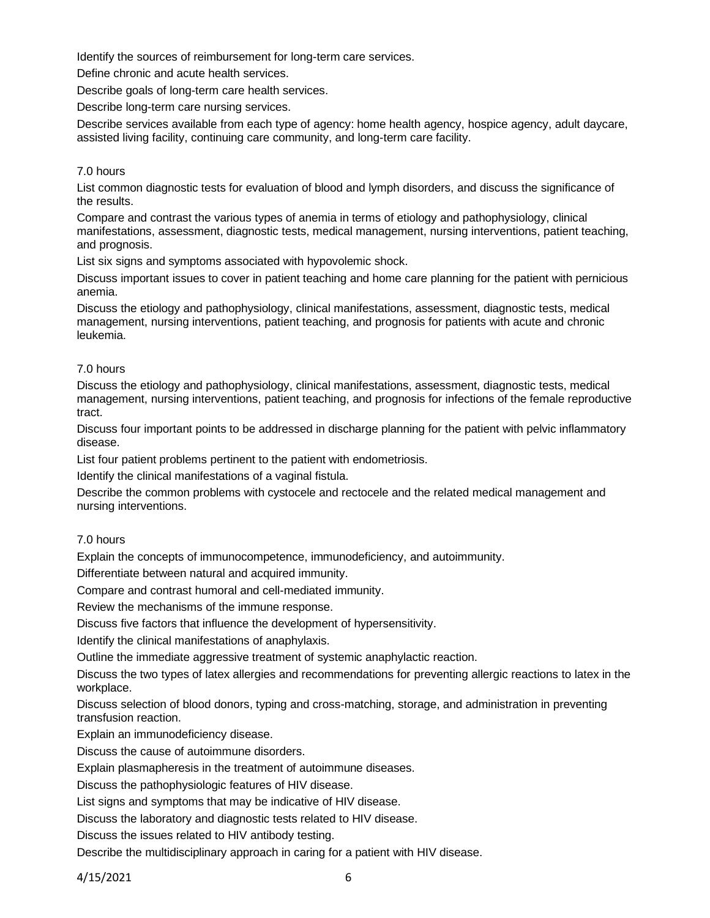Identify the sources of reimbursement for long-term care services.

Define chronic and acute health services.

Describe goals of long-term care health services.

Describe long-term care nursing services.

Describe services available from each type of agency: home health agency, hospice agency, adult daycare, assisted living facility, continuing care community, and long-term care facility.

7.0 hours

List common diagnostic tests for evaluation of blood and lymph disorders, and discuss the significance of the results.

Compare and contrast the various types of anemia in terms of etiology and pathophysiology, clinical manifestations, assessment, diagnostic tests, medical management, nursing interventions, patient teaching, and prognosis.

List six signs and symptoms associated with hypovolemic shock.

Discuss important issues to cover in patient teaching and home care planning for the patient with pernicious anemia.

Discuss the etiology and pathophysiology, clinical manifestations, assessment, diagnostic tests, medical management, nursing interventions, patient teaching, and prognosis for patients with acute and chronic leukemia.

7.0 hours

Discuss the etiology and pathophysiology, clinical manifestations, assessment, diagnostic tests, medical management, nursing interventions, patient teaching, and prognosis for infections of the female reproductive tract.

Discuss four important points to be addressed in discharge planning for the patient with pelvic inflammatory disease.

List four patient problems pertinent to the patient with endometriosis.

Identify the clinical manifestations of a vaginal fistula.

Describe the common problems with cystocele and rectocele and the related medical management and nursing interventions.

7.0 hours

Explain the concepts of immunocompetence, immunodeficiency, and autoimmunity.

Differentiate between natural and acquired immunity.

Compare and contrast humoral and cell-mediated immunity.

Review the mechanisms of the immune response.

Discuss five factors that influence the development of hypersensitivity.

Identify the clinical manifestations of anaphylaxis.

Outline the immediate aggressive treatment of systemic anaphylactic reaction.

Discuss the two types of latex allergies and recommendations for preventing allergic reactions to latex in the workplace.

Discuss selection of blood donors, typing and cross-matching, storage, and administration in preventing transfusion reaction.

Explain an immunodeficiency disease.

Discuss the cause of autoimmune disorders.

Explain plasmapheresis in the treatment of autoimmune diseases.

Discuss the pathophysiologic features of HIV disease.

List signs and symptoms that may be indicative of HIV disease.

Discuss the laboratory and diagnostic tests related to HIV disease.

Discuss the issues related to HIV antibody testing.

Describe the multidisciplinary approach in caring for a patient with HIV disease.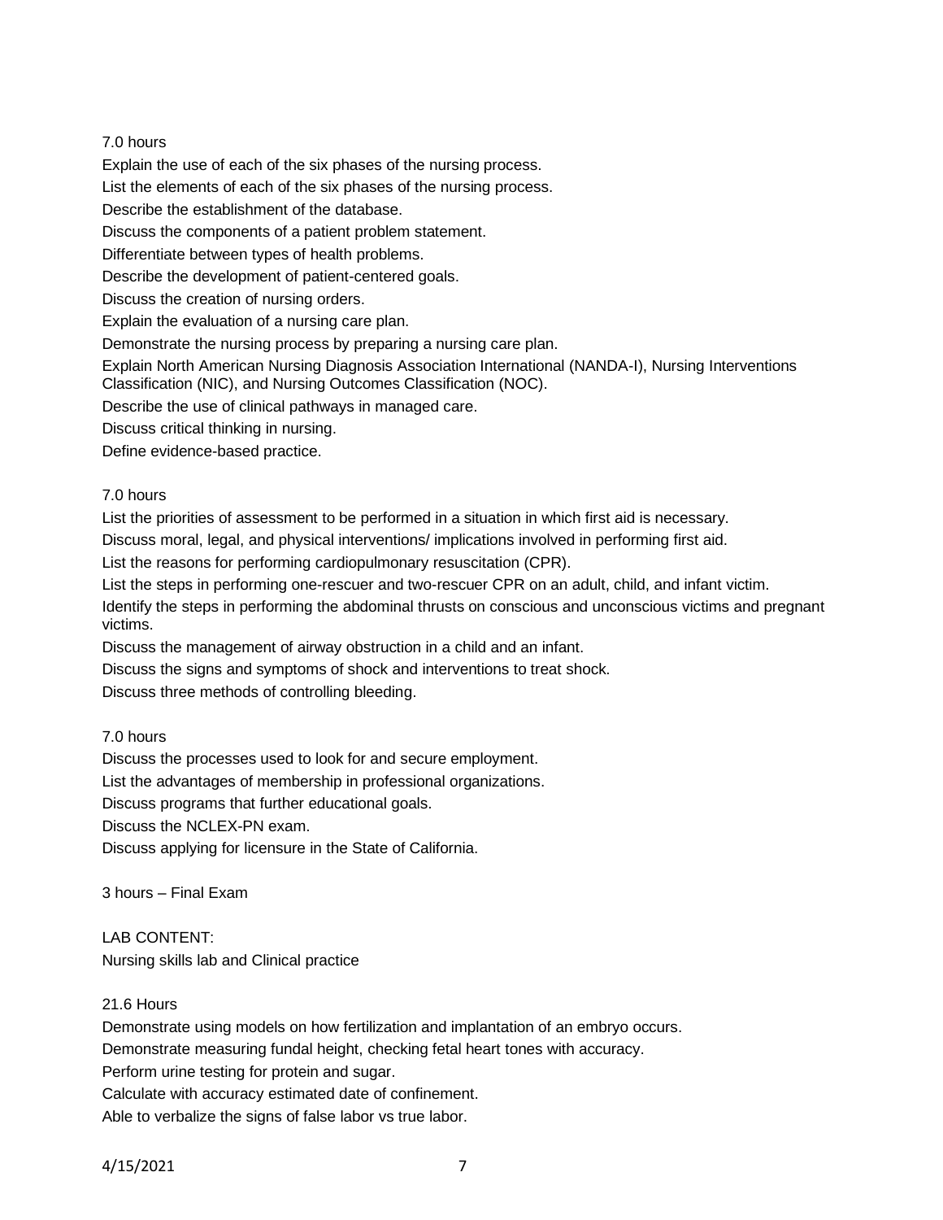7.0 hours

Explain the use of each of the six phases of the nursing process.

List the elements of each of the six phases of the nursing process.

Describe the establishment of the database.

Discuss the components of a patient problem statement.

Differentiate between types of health problems.

Describe the development of patient-centered goals.

Discuss the creation of nursing orders.

Explain the evaluation of a nursing care plan.

Demonstrate the nursing process by preparing a nursing care plan.

Explain North American Nursing Diagnosis Association International (NANDA-I), Nursing Interventions Classification (NIC), and Nursing Outcomes Classification (NOC).

Describe the use of clinical pathways in managed care.

Discuss critical thinking in nursing.

Define evidence-based practice.

7.0 hours

List the priorities of assessment to be performed in a situation in which first aid is necessary.

Discuss moral, legal, and physical interventions/ implications involved in performing first aid.

List the reasons for performing cardiopulmonary resuscitation (CPR).

List the steps in performing one-rescuer and two-rescuer CPR on an adult, child, and infant victim.

Identify the steps in performing the abdominal thrusts on conscious and unconscious victims and pregnant victims.

Discuss the management of airway obstruction in a child and an infant.

Discuss the signs and symptoms of shock and interventions to treat shock.

Discuss three methods of controlling bleeding.

7.0 hours

Discuss the processes used to look for and secure employment.

List the advantages of membership in professional organizations.

Discuss programs that further educational goals.

Discuss the NCLEX-PN exam.

Discuss applying for licensure in the State of California.

3 hours – Final Exam

LAB CONTENT:

Nursing skills lab and Clinical practice

21.6 Hours

Demonstrate using models on how fertilization and implantation of an embryo occurs.

Demonstrate measuring fundal height, checking fetal heart tones with accuracy.

Perform urine testing for protein and sugar.

Calculate with accuracy estimated date of confinement.

Able to verbalize the signs of false labor vs true labor.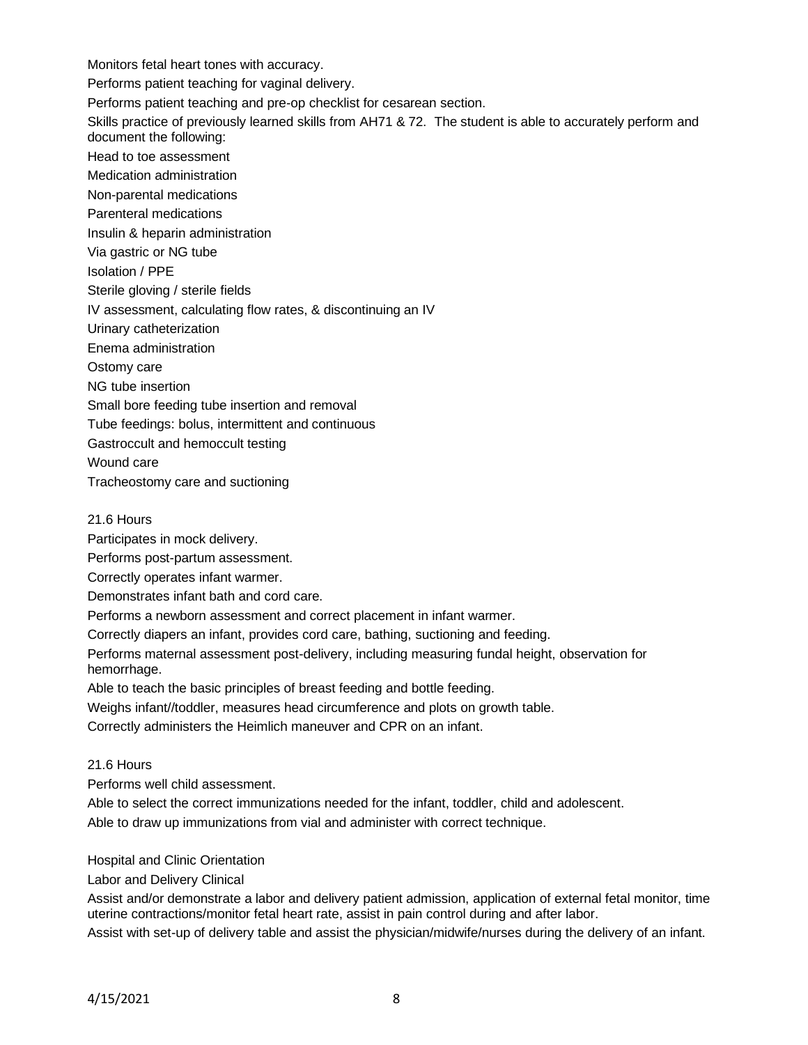Monitors fetal heart tones with accuracy.

Performs patient teaching for vaginal delivery.

Performs patient teaching and pre-op checklist for cesarean section.

Skills practice of previously learned skills from AH71 & 72. The student is able to accurately perform and document the following:

Head to toe assessment

Medication administration

Non-parental medications

Parenteral medications

Insulin & heparin administration

Via gastric or NG tube

Isolation / PPE

Sterile gloving / sterile fields

IV assessment, calculating flow rates, & discontinuing an IV

Urinary catheterization

Enema administration

Ostomy care

NG tube insertion

Small bore feeding tube insertion and removal

Tube feedings: bolus, intermittent and continuous

Gastroccult and hemoccult testing

Wound care

Tracheostomy care and suctioning

21.6 Hours

Participates in mock delivery.

Performs post-partum assessment.

Correctly operates infant warmer.

Demonstrates infant bath and cord care.

Performs a newborn assessment and correct placement in infant warmer.

Correctly diapers an infant, provides cord care, bathing, suctioning and feeding.

Performs maternal assessment post-delivery, including measuring fundal height, observation for hemorrhage.

Able to teach the basic principles of breast feeding and bottle feeding.

Weighs infant//toddler, measures head circumference and plots on growth table.

Correctly administers the Heimlich maneuver and CPR on an infant.

21.6 Hours

Performs well child assessment.

Able to select the correct immunizations needed for the infant, toddler, child and adolescent.

Able to draw up immunizations from vial and administer with correct technique.

Hospital and Clinic Orientation

Labor and Delivery Clinical

Assist and/or demonstrate a labor and delivery patient admission, application of external fetal monitor, time uterine contractions/monitor fetal heart rate, assist in pain control during and after labor.

Assist with set-up of delivery table and assist the physician/midwife/nurses during the delivery of an infant.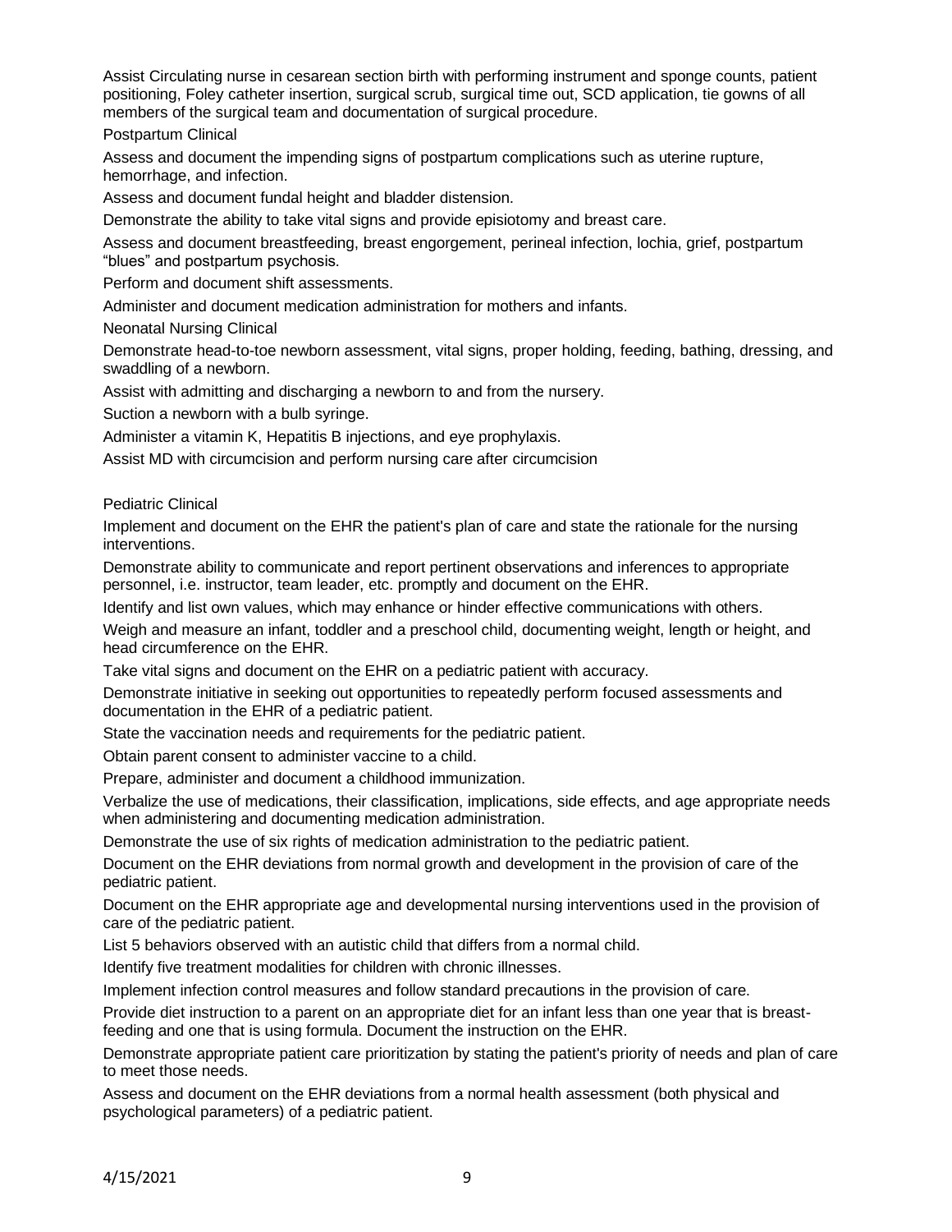Assist Circulating nurse in cesarean section birth with performing instrument and sponge counts, patient positioning, Foley catheter insertion, surgical scrub, surgical time out, SCD application, tie gowns of all members of the surgical team and documentation of surgical procedure.

Postpartum Clinical

Assess and document the impending signs of postpartum complications such as uterine rupture, hemorrhage, and infection.

Assess and document fundal height and bladder distension.

Demonstrate the ability to take vital signs and provide episiotomy and breast care.

Assess and document breastfeeding, breast engorgement, perineal infection, lochia, grief, postpartum "blues" and postpartum psychosis.

Perform and document shift assessments.

Administer and document medication administration for mothers and infants.

Neonatal Nursing Clinical

Demonstrate head-to-toe newborn assessment, vital signs, proper holding, feeding, bathing, dressing, and swaddling of a newborn.

Assist with admitting and discharging a newborn to and from the nursery.

Suction a newborn with a bulb syringe.

Administer a vitamin K, Hepatitis B injections, and eye prophylaxis.

Assist MD with circumcision and perform nursing care after circumcision

Pediatric Clinical

Implement and document on the EHR the patient's plan of care and state the rationale for the nursing interventions.

Demonstrate ability to communicate and report pertinent observations and inferences to appropriate personnel, i.e. instructor, team leader, etc. promptly and document on the EHR.

Identify and list own values, which may enhance or hinder effective communications with others.

Weigh and measure an infant, toddler and a preschool child, documenting weight, length or height, and head circumference on the EHR.

Take vital signs and document on the EHR on a pediatric patient with accuracy.

Demonstrate initiative in seeking out opportunities to repeatedly perform focused assessments and documentation in the EHR of a pediatric patient.

State the vaccination needs and requirements for the pediatric patient.

Obtain parent consent to administer vaccine to a child.

Prepare, administer and document a childhood immunization.

Verbalize the use of medications, their classification, implications, side effects, and age appropriate needs when administering and documenting medication administration.

Demonstrate the use of six rights of medication administration to the pediatric patient.

Document on the EHR deviations from normal growth and development in the provision of care of the pediatric patient.

Document on the EHR appropriate age and developmental nursing interventions used in the provision of care of the pediatric patient.

List 5 behaviors observed with an autistic child that differs from a normal child.

Identify five treatment modalities for children with chronic illnesses.

Implement infection control measures and follow standard precautions in the provision of care.

Provide diet instruction to a parent on an appropriate diet for an infant less than one year that is breast-feeding and one that is using formula. Document the instruction on the EHR.

Demonstrate appropriate patient care prioritization by stating the patient's priority of needs and plan of care to meet those needs.

Assess and document on the EHR deviations from a normal health assessment (both physical and psychological parameters) of a pediatric patient.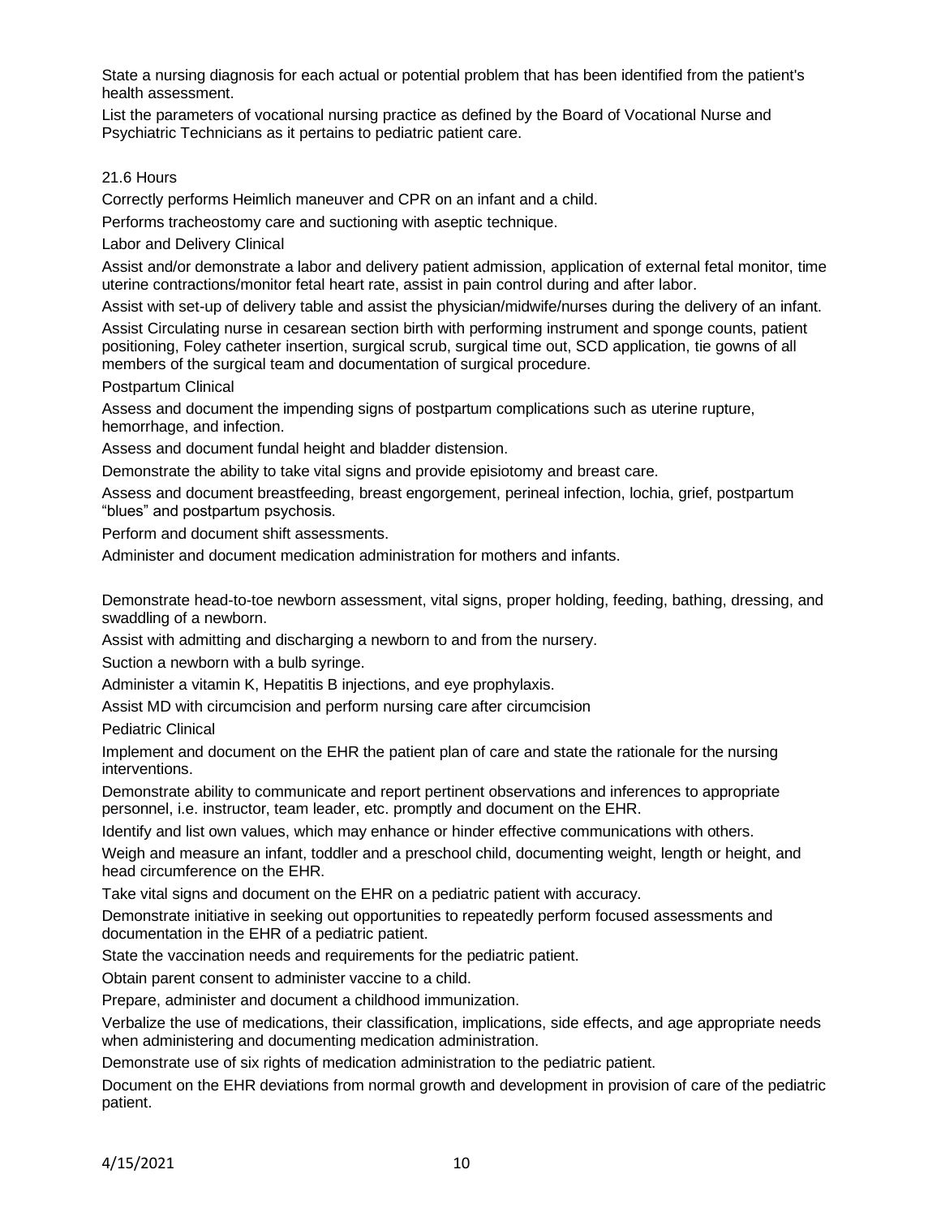State a nursing diagnosis for each actual or potential problem that has been identified from the patient's health assessment.

List the parameters of vocational nursing practice as defined by the Board of Vocational Nurse and Psychiatric Technicians as it pertains to pediatric patient care.

21.6 Hours

Correctly performs Heimlich maneuver and CPR on an infant and a child.

Performs tracheostomy care and suctioning with aseptic technique.

Labor and Delivery Clinical

Assist and/or demonstrate a labor and delivery patient admission, application of external fetal monitor, time uterine contractions/monitor fetal heart rate, assist in pain control during and after labor.

Assist with set-up of delivery table and assist the physician/midwife/nurses during the delivery of an infant.

Assist Circulating nurse in cesarean section birth with performing instrument and sponge counts, patient positioning, Foley catheter insertion, surgical scrub, surgical time out, SCD application, tie gowns of all members of the surgical team and documentation of surgical procedure.

Postpartum Clinical

Assess and document the impending signs of postpartum complications such as uterine rupture, hemorrhage, and infection.

Assess and document fundal height and bladder distension.

Demonstrate the ability to take vital signs and provide episiotomy and breast care.

Assess and document breastfeeding, breast engorgement, perineal infection, lochia, grief, postpartum "blues" and postpartum psychosis.

Perform and document shift assessments.

Administer and document medication administration for mothers and infants.

Demonstrate head-to-toe newborn assessment, vital signs, proper holding, feeding, bathing, dressing, and swaddling of a newborn.

Assist with admitting and discharging a newborn to and from the nursery.

Suction a newborn with a bulb syringe.

Administer a vitamin K, Hepatitis B injections, and eye prophylaxis.

Assist MD with circumcision and perform nursing care after circumcision

Pediatric Clinical

Implement and document on the EHR the patient plan of care and state the rationale for the nursing interventions.

Demonstrate ability to communicate and report pertinent observations and inferences to appropriate personnel, i.e. instructor, team leader, etc. promptly and document on the EHR.

Identify and list own values, which may enhance or hinder effective communications with others.

Weigh and measure an infant, toddler and a preschool child, documenting weight, length or height, and head circumference on the EHR.

Take vital signs and document on the EHR on a pediatric patient with accuracy.

Demonstrate initiative in seeking out opportunities to repeatedly perform focused assessments and documentation in the EHR of a pediatric patient.

State the vaccination needs and requirements for the pediatric patient.

Obtain parent consent to administer vaccine to a child.

Prepare, administer and document a childhood immunization.

Verbalize the use of medications, their classification, implications, side effects, and age appropriate needs when administering and documenting medication administration.

Demonstrate use of six rights of medication administration to the pediatric patient.

Document on the EHR deviations from normal growth and development in provision of care of the pediatric patient.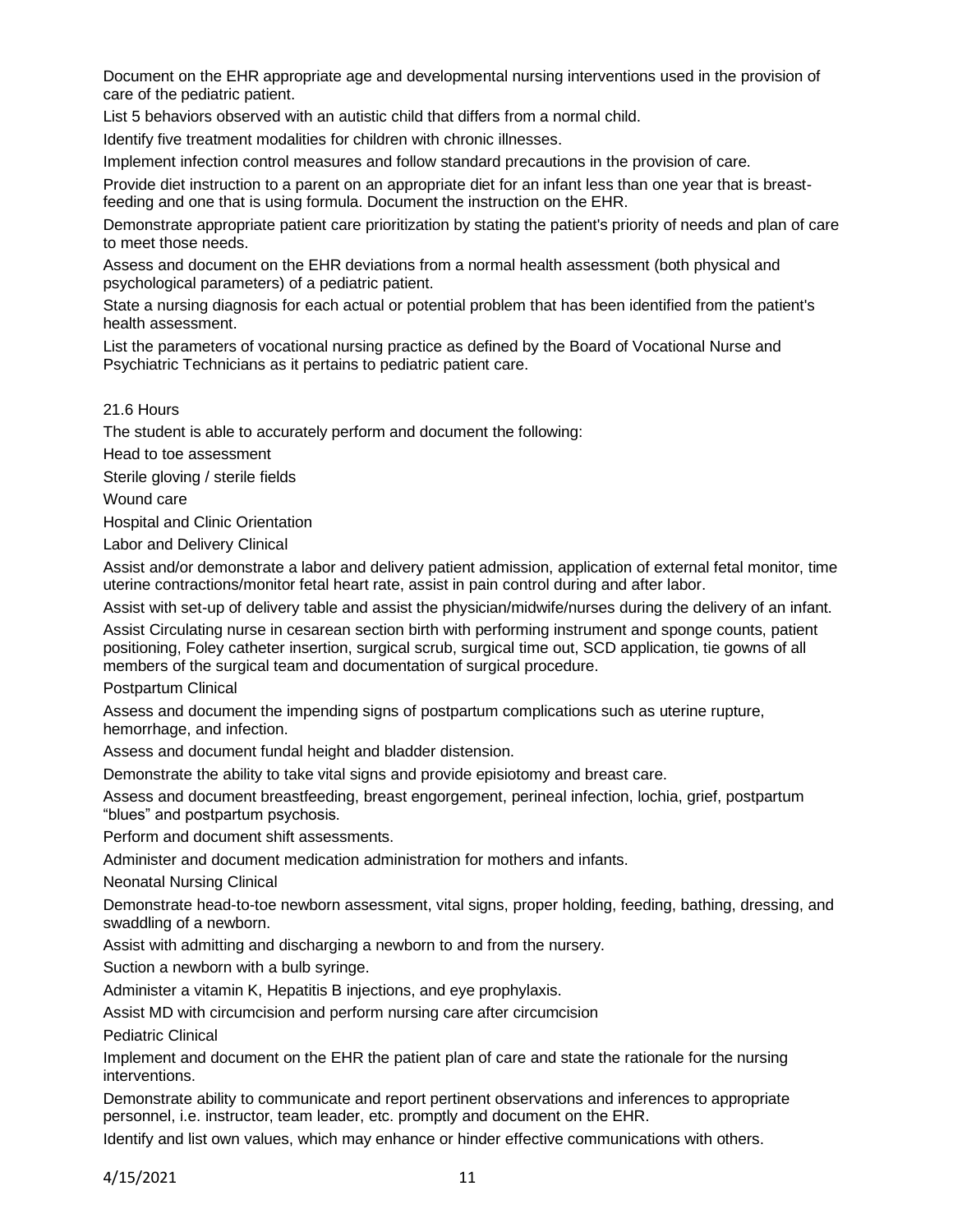Document on the EHR appropriate age and developmental nursing interventions used in the provision of care of the pediatric patient.

List 5 behaviors observed with an autistic child that differs from a normal child.

Identify five treatment modalities for children with chronic illnesses.

Implement infection control measures and follow standard precautions in the provision of care.

Provide diet instruction to a parent on an appropriate diet for an infant less than one year that is breast-feeding and one that is using formula. Document the instruction on the EHR.

Demonstrate appropriate patient care prioritization by stating the patient's priority of needs and plan of care to meet those needs.

Assess and document on the EHR deviations from a normal health assessment (both physical and psychological parameters) of a pediatric patient.

State a nursing diagnosis for each actual or potential problem that has been identified from the patient's health assessment.

List the parameters of vocational nursing practice as defined by the Board of Vocational Nurse and Psychiatric Technicians as it pertains to pediatric patient care.

21.6 Hours

The student is able to accurately perform and document the following:

Head to toe assessment

Sterile gloving / sterile fields

Wound care

Hospital and Clinic Orientation

Labor and Delivery Clinical

Assist and/or demonstrate a labor and delivery patient admission, application of external fetal monitor, time uterine contractions/monitor fetal heart rate, assist in pain control during and after labor.

Assist with set-up of delivery table and assist the physician/midwife/nurses during the delivery of an infant.

Assist Circulating nurse in cesarean section birth with performing instrument and sponge counts, patient positioning, Foley catheter insertion, surgical scrub, surgical time out, SCD application, tie gowns of all members of the surgical team and documentation of surgical procedure.

Postpartum Clinical

Assess and document the impending signs of postpartum complications such as uterine rupture, hemorrhage, and infection.

Assess and document fundal height and bladder distension.

Demonstrate the ability to take vital signs and provide episiotomy and breast care.

Assess and document breastfeeding, breast engorgement, perineal infection, lochia, grief, postpartum "blues" and postpartum psychosis.

Perform and document shift assessments.

Administer and document medication administration for mothers and infants.

Neonatal Nursing Clinical

Demonstrate head-to-toe newborn assessment, vital signs, proper holding, feeding, bathing, dressing, and swaddling of a newborn.

Assist with admitting and discharging a newborn to and from the nursery.

Suction a newborn with a bulb syringe.

Administer a vitamin K, Hepatitis B injections, and eye prophylaxis.

Assist MD with circumcision and perform nursing care after circumcision

Pediatric Clinical

Implement and document on the EHR the patient plan of care and state the rationale for the nursing interventions.

Demonstrate ability to communicate and report pertinent observations and inferences to appropriate personnel, i.e. instructor, team leader, etc. promptly and document on the EHR.

Identify and list own values, which may enhance or hinder effective communications with others.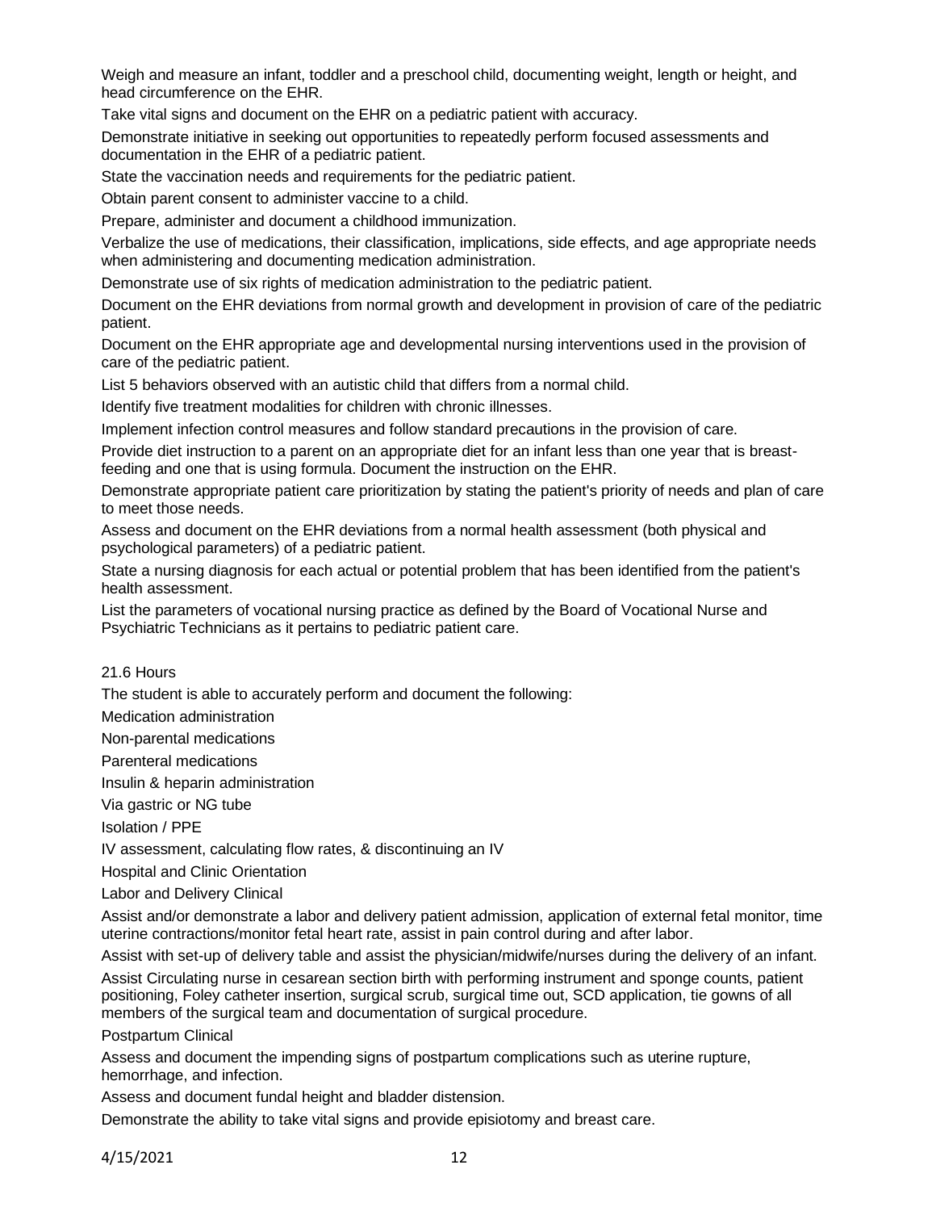Weigh and measure an infant, toddler and a preschool child, documenting weight, length or height, and head circumference on the EHR.

Take vital signs and document on the EHR on a pediatric patient with accuracy.

Demonstrate initiative in seeking out opportunities to repeatedly perform focused assessments and documentation in the EHR of a pediatric patient.

State the vaccination needs and requirements for the pediatric patient.

Obtain parent consent to administer vaccine to a child.

Prepare, administer and document a childhood immunization.

Verbalize the use of medications, their classification, implications, side effects, and age appropriate needs when administering and documenting medication administration.

Demonstrate use of six rights of medication administration to the pediatric patient.

Document on the EHR deviations from normal growth and development in provision of care of the pediatric patient.

Document on the EHR appropriate age and developmental nursing interventions used in the provision of care of the pediatric patient.

List 5 behaviors observed with an autistic child that differs from a normal child.

Identify five treatment modalities for children with chronic illnesses.

Implement infection control measures and follow standard precautions in the provision of care.

Provide diet instruction to a parent on an appropriate diet for an infant less than one year that is breast-feeding and one that is using formula. Document the instruction on the EHR.

Demonstrate appropriate patient care prioritization by stating the patient's priority of needs and plan of care to meet those needs.

Assess and document on the EHR deviations from a normal health assessment (both physical and psychological parameters) of a pediatric patient.

State a nursing diagnosis for each actual or potential problem that has been identified from the patient's health assessment.

List the parameters of vocational nursing practice as defined by the Board of Vocational Nurse and Psychiatric Technicians as it pertains to pediatric patient care.

21.6 Hours

The student is able to accurately perform and document the following:

Medication administration

Non-parental medications

Parenteral medications

Insulin & heparin administration

Via gastric or NG tube

Isolation / PPE

IV assessment, calculating flow rates, & discontinuing an IV

Hospital and Clinic Orientation

Labor and Delivery Clinical

Assist and/or demonstrate a labor and delivery patient admission, application of external fetal monitor, time uterine contractions/monitor fetal heart rate, assist in pain control during and after labor.

Assist with set-up of delivery table and assist the physician/midwife/nurses during the delivery of an infant.

Assist Circulating nurse in cesarean section birth with performing instrument and sponge counts, patient positioning, Foley catheter insertion, surgical scrub, surgical time out, SCD application, tie gowns of all members of the surgical team and documentation of surgical procedure.

Postpartum Clinical

Assess and document the impending signs of postpartum complications such as uterine rupture, hemorrhage, and infection.

Assess and document fundal height and bladder distension.

Demonstrate the ability to take vital signs and provide episiotomy and breast care.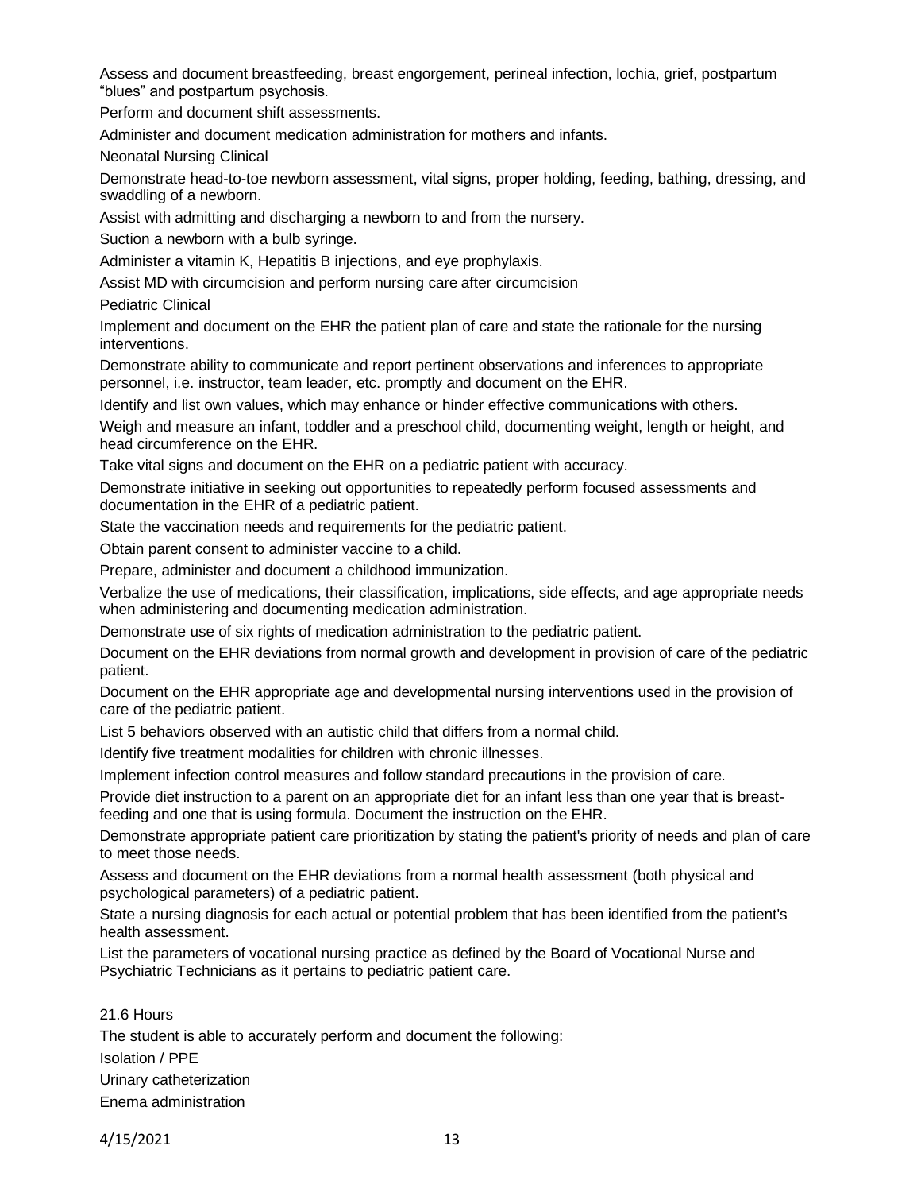Assess and document breastfeeding, breast engorgement, perineal infection, lochia, grief, postpartum "blues" and postpartum psychosis.

Perform and document shift assessments.

Administer and document medication administration for mothers and infants.

Neonatal Nursing Clinical

Demonstrate head-to-toe newborn assessment, vital signs, proper holding, feeding, bathing, dressing, and swaddling of a newborn.

Assist with admitting and discharging a newborn to and from the nursery.

Suction a newborn with a bulb syringe.

Administer a vitamin K, Hepatitis B injections, and eye prophylaxis.

Assist MD with circumcision and perform nursing care after circumcision

Pediatric Clinical

Implement and document on the EHR the patient plan of care and state the rationale for the nursing interventions.

Demonstrate ability to communicate and report pertinent observations and inferences to appropriate personnel, i.e. instructor, team leader, etc. promptly and document on the EHR.

Identify and list own values, which may enhance or hinder effective communications with others.

Weigh and measure an infant, toddler and a preschool child, documenting weight, length or height, and head circumference on the EHR.

Take vital signs and document on the EHR on a pediatric patient with accuracy.

Demonstrate initiative in seeking out opportunities to repeatedly perform focused assessments and documentation in the EHR of a pediatric patient.

State the vaccination needs and requirements for the pediatric patient.

Obtain parent consent to administer vaccine to a child.

Prepare, administer and document a childhood immunization.

Verbalize the use of medications, their classification, implications, side effects, and age appropriate needs when administering and documenting medication administration.

Demonstrate use of six rights of medication administration to the pediatric patient.

Document on the EHR deviations from normal growth and development in provision of care of the pediatric patient.

Document on the EHR appropriate age and developmental nursing interventions used in the provision of care of the pediatric patient.

List 5 behaviors observed with an autistic child that differs from a normal child.

Identify five treatment modalities for children with chronic illnesses.

Implement infection control measures and follow standard precautions in the provision of care.

Provide diet instruction to a parent on an appropriate diet for an infant less than one year that is breast-feeding and one that is using formula. Document the instruction on the EHR.

Demonstrate appropriate patient care prioritization by stating the patient's priority of needs and plan of care to meet those needs.

Assess and document on the EHR deviations from a normal health assessment (both physical and psychological parameters) of a pediatric patient.

State a nursing diagnosis for each actual or potential problem that has been identified from the patient's health assessment.

List the parameters of vocational nursing practice as defined by the Board of Vocational Nurse and Psychiatric Technicians as it pertains to pediatric patient care.

21.6 Hours

The student is able to accurately perform and document the following:

Isolation / PPE

Urinary catheterization

Enema administration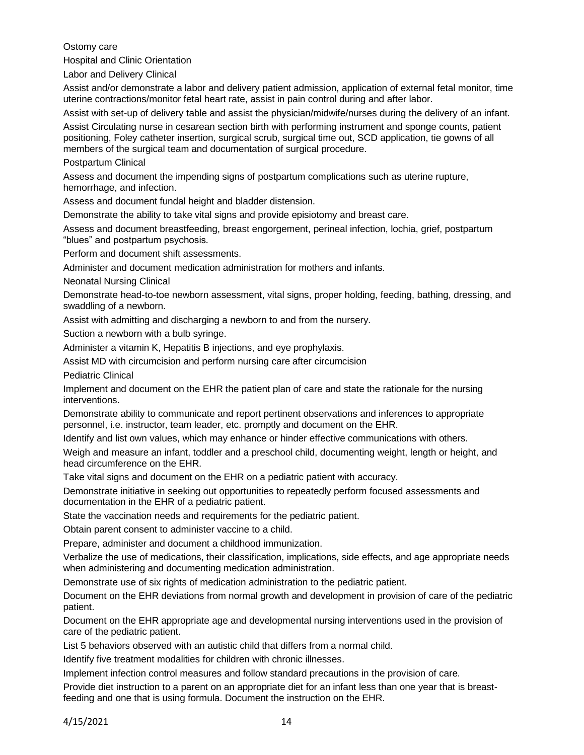Ostomy care

Hospital and Clinic Orientation

Labor and Delivery Clinical

Assist and/or demonstrate a labor and delivery patient admission, application of external fetal monitor, time uterine contractions/monitor fetal heart rate, assist in pain control during and after labor.

Assist with set-up of delivery table and assist the physician/midwife/nurses during the delivery of an infant.

Assist Circulating nurse in cesarean section birth with performing instrument and sponge counts, patient positioning, Foley catheter insertion, surgical scrub, surgical time out, SCD application, tie gowns of all members of the surgical team and documentation of surgical procedure.

Postpartum Clinical

Assess and document the impending signs of postpartum complications such as uterine rupture, hemorrhage, and infection.

Assess and document fundal height and bladder distension.

Demonstrate the ability to take vital signs and provide episiotomy and breast care.

Assess and document breastfeeding, breast engorgement, perineal infection, lochia, grief, postpartum "blues" and postpartum psychosis.

Perform and document shift assessments.

Administer and document medication administration for mothers and infants.

Neonatal Nursing Clinical

Demonstrate head-to-toe newborn assessment, vital signs, proper holding, feeding, bathing, dressing, and swaddling of a newborn.

Assist with admitting and discharging a newborn to and from the nursery.

Suction a newborn with a bulb syringe.

Administer a vitamin K, Hepatitis B injections, and eye prophylaxis.

Assist MD with circumcision and perform nursing care after circumcision

Pediatric Clinical

Implement and document on the EHR the patient plan of care and state the rationale for the nursing interventions.

Demonstrate ability to communicate and report pertinent observations and inferences to appropriate personnel, i.e. instructor, team leader, etc. promptly and document on the EHR.

Identify and list own values, which may enhance or hinder effective communications with others.

Weigh and measure an infant, toddler and a preschool child, documenting weight, length or height, and head circumference on the EHR.

Take vital signs and document on the EHR on a pediatric patient with accuracy.

Demonstrate initiative in seeking out opportunities to repeatedly perform focused assessments and documentation in the EHR of a pediatric patient.

State the vaccination needs and requirements for the pediatric patient.

Obtain parent consent to administer vaccine to a child.

Prepare, administer and document a childhood immunization.

Verbalize the use of medications, their classification, implications, side effects, and age appropriate needs when administering and documenting medication administration.

Demonstrate use of six rights of medication administration to the pediatric patient.

Document on the EHR deviations from normal growth and development in provision of care of the pediatric patient.

Document on the EHR appropriate age and developmental nursing interventions used in the provision of care of the pediatric patient.

List 5 behaviors observed with an autistic child that differs from a normal child.

Identify five treatment modalities for children with chronic illnesses.

Implement infection control measures and follow standard precautions in the provision of care.

Provide diet instruction to a parent on an appropriate diet for an infant less than one year that is breast-feeding and one that is using formula. Document the instruction on the EHR.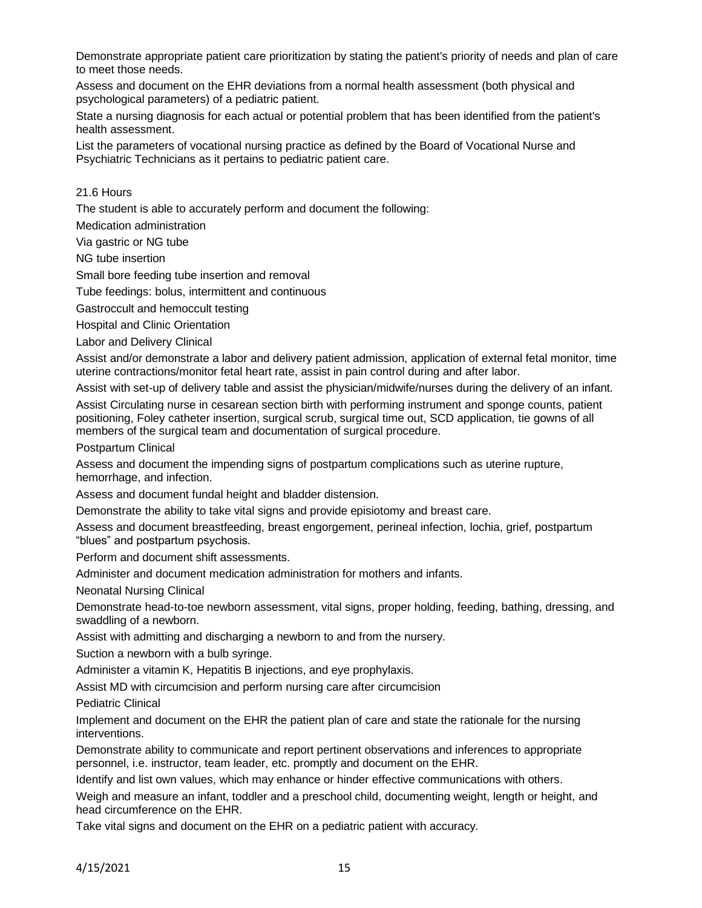Demonstrate appropriate patient care prioritization by stating the patient's priority of needs and plan of care to meet those needs.

Assess and document on the EHR deviations from a normal health assessment (both physical and psychological parameters) of a pediatric patient.

State a nursing diagnosis for each actual or potential problem that has been identified from the patient's health assessment.

List the parameters of vocational nursing practice as defined by the Board of Vocational Nurse and Psychiatric Technicians as it pertains to pediatric patient care.

21.6 Hours

The student is able to accurately perform and document the following:

Medication administration

Via gastric or NG tube

NG tube insertion

Small bore feeding tube insertion and removal

Tube feedings: bolus, intermittent and continuous

Gastroccult and hemoccult testing

Hospital and Clinic Orientation

Labor and Delivery Clinical

Assist and/or demonstrate a labor and delivery patient admission, application of external fetal monitor, time uterine contractions/monitor fetal heart rate, assist in pain control during and after labor.

Assist with set-up of delivery table and assist the physician/midwife/nurses during the delivery of an infant.

Assist Circulating nurse in cesarean section birth with performing instrument and sponge counts, patient positioning, Foley catheter insertion, surgical scrub, surgical time out, SCD application, tie gowns of all members of the surgical team and documentation of surgical procedure.

Postpartum Clinical

Assess and document the impending signs of postpartum complications such as uterine rupture, hemorrhage, and infection.

Assess and document fundal height and bladder distension.

Demonstrate the ability to take vital signs and provide episiotomy and breast care.

Assess and document breastfeeding, breast engorgement, perineal infection, lochia, grief, postpartum "blues" and postpartum psychosis.

Perform and document shift assessments.

Administer and document medication administration for mothers and infants.

Neonatal Nursing Clinical

Demonstrate head-to-toe newborn assessment, vital signs, proper holding, feeding, bathing, dressing, and swaddling of a newborn.

Assist with admitting and discharging a newborn to and from the nursery.

Suction a newborn with a bulb syringe.

Administer a vitamin K, Hepatitis B injections, and eye prophylaxis.

Assist MD with circumcision and perform nursing care after circumcision

Pediatric Clinical

Implement and document on the EHR the patient plan of care and state the rationale for the nursing interventions.

Demonstrate ability to communicate and report pertinent observations and inferences to appropriate personnel, i.e. instructor, team leader, etc. promptly and document on the EHR.

Identify and list own values, which may enhance or hinder effective communications with others.

Weigh and measure an infant, toddler and a preschool child, documenting weight, length or height, and head circumference on the EHR.

Take vital signs and document on the EHR on a pediatric patient with accuracy.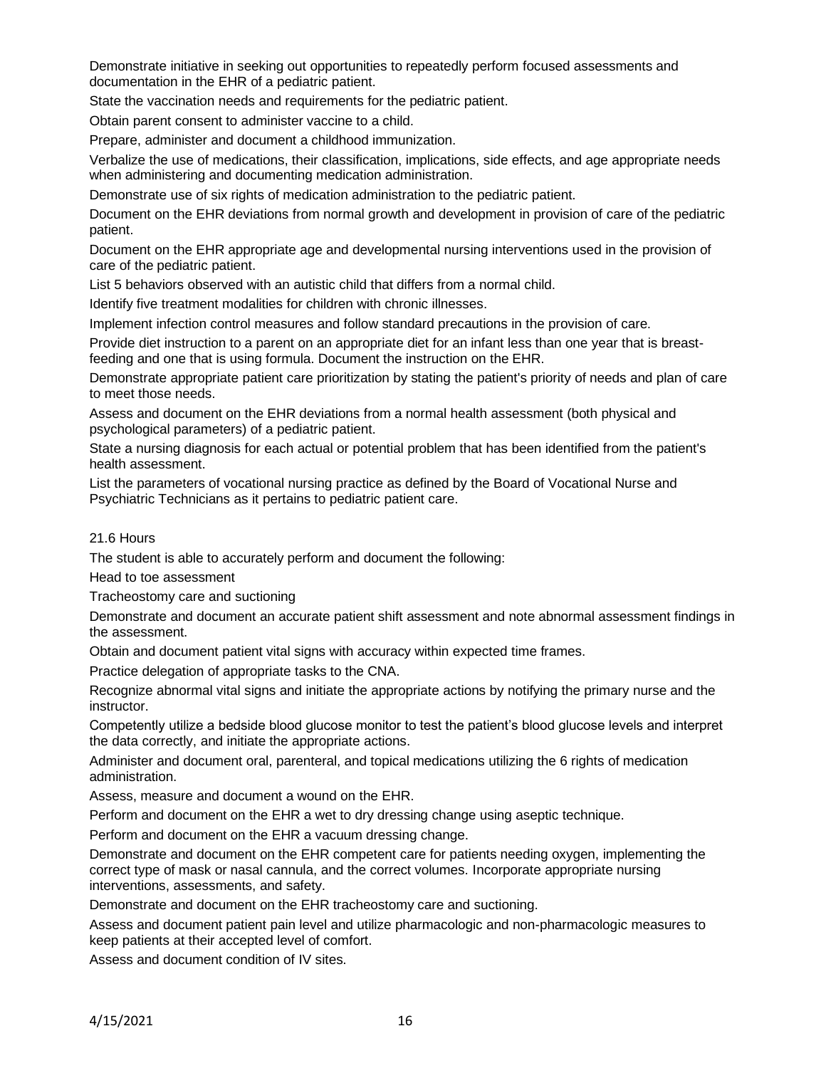Demonstrate initiative in seeking out opportunities to repeatedly perform focused assessments and documentation in the EHR of a pediatric patient.

State the vaccination needs and requirements for the pediatric patient.

Obtain parent consent to administer vaccine to a child.

Prepare, administer and document a childhood immunization.

Verbalize the use of medications, their classification, implications, side effects, and age appropriate needs when administering and documenting medication administration.

Demonstrate use of six rights of medication administration to the pediatric patient.

Document on the EHR deviations from normal growth and development in provision of care of the pediatric patient.

Document on the EHR appropriate age and developmental nursing interventions used in the provision of care of the pediatric patient.

List 5 behaviors observed with an autistic child that differs from a normal child.

Identify five treatment modalities for children with chronic illnesses.

Implement infection control measures and follow standard precautions in the provision of care.

Provide diet instruction to a parent on an appropriate diet for an infant less than one year that is breast-feeding and one that is using formula. Document the instruction on the EHR.

Demonstrate appropriate patient care prioritization by stating the patient's priority of needs and plan of care to meet those needs.

Assess and document on the EHR deviations from a normal health assessment (both physical and psychological parameters) of a pediatric patient.

State a nursing diagnosis for each actual or potential problem that has been identified from the patient's health assessment.

List the parameters of vocational nursing practice as defined by the Board of Vocational Nurse and Psychiatric Technicians as it pertains to pediatric patient care.

21.6 Hours

The student is able to accurately perform and document the following:

Head to toe assessment

Tracheostomy care and suctioning

Demonstrate and document an accurate patient shift assessment and note abnormal assessment findings in the assessment.

Obtain and document patient vital signs with accuracy within expected time frames.

Practice delegation of appropriate tasks to the CNA.

Recognize abnormal vital signs and initiate the appropriate actions by notifying the primary nurse and the instructor.

Competently utilize a bedside blood glucose monitor to test the patient's blood glucose levels and interpret the data correctly, and initiate the appropriate actions.

Administer and document oral, parenteral, and topical medications utilizing the 6 rights of medication administration.

Assess, measure and document a wound on the EHR.

Perform and document on the EHR a wet to dry dressing change using aseptic technique.

Perform and document on the EHR a vacuum dressing change.

Demonstrate and document on the EHR competent care for patients needing oxygen, implementing the correct type of mask or nasal cannula, and the correct volumes. Incorporate appropriate nursing interventions, assessments, and safety.

Demonstrate and document on the EHR tracheostomy care and suctioning.

Assess and document patient pain level and utilize pharmacologic and non-pharmacologic measures to keep patients at their accepted level of comfort.

Assess and document condition of IV sites.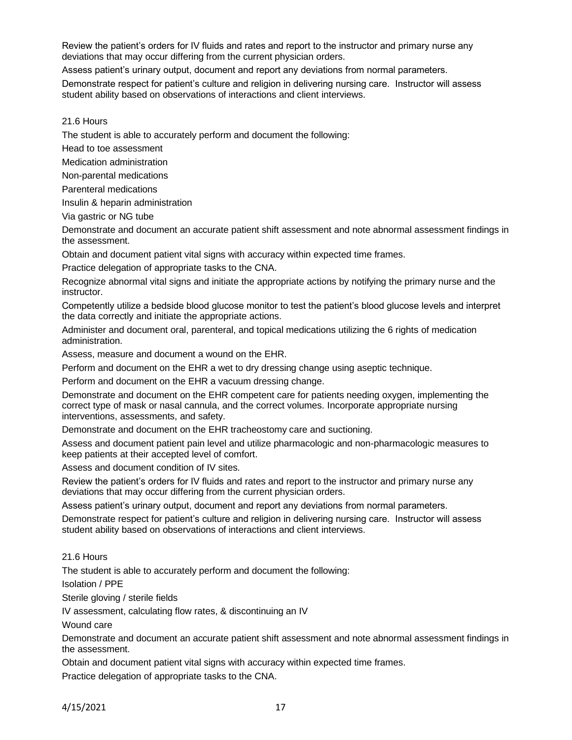Review the patient's orders for IV fluids and rates and report to the instructor and primary nurse any deviations that may occur differing from the current physician orders.

Assess patient's urinary output, document and report any deviations from normal parameters.

Demonstrate respect for patient's culture and religion in delivering nursing care. Instructor will assess student ability based on observations of interactions and client interviews.

21.6 Hours

The student is able to accurately perform and document the following:

Head to toe assessment

Medication administration

Non-parental medications

Parenteral medications

Insulin & heparin administration

Via gastric or NG tube

Demonstrate and document an accurate patient shift assessment and note abnormal assessment findings in the assessment.

Obtain and document patient vital signs with accuracy within expected time frames.

Practice delegation of appropriate tasks to the CNA.

Recognize abnormal vital signs and initiate the appropriate actions by notifying the primary nurse and the instructor.

Competently utilize a bedside blood glucose monitor to test the patient's blood glucose levels and interpret the data correctly and initiate the appropriate actions.

Administer and document oral, parenteral, and topical medications utilizing the 6 rights of medication administration.

Assess, measure and document a wound on the EHR.

Perform and document on the EHR a wet to dry dressing change using aseptic technique.

Perform and document on the EHR a vacuum dressing change.

Demonstrate and document on the EHR competent care for patients needing oxygen, implementing the correct type of mask or nasal cannula, and the correct volumes. Incorporate appropriate nursing interventions, assessments, and safety.

Demonstrate and document on the EHR tracheostomy care and suctioning.

Assess and document patient pain level and utilize pharmacologic and non-pharmacologic measures to keep patients at their accepted level of comfort.

Assess and document condition of IV sites.

Review the patient's orders for IV fluids and rates and report to the instructor and primary nurse any deviations that may occur differing from the current physician orders.

Assess patient's urinary output, document and report any deviations from normal parameters.

Demonstrate respect for patient's culture and religion in delivering nursing care. Instructor will assess student ability based on observations of interactions and client interviews.

21.6 Hours

The student is able to accurately perform and document the following:

Isolation / PPE

Sterile gloving / sterile fields

IV assessment, calculating flow rates, & discontinuing an IV

Wound care

Demonstrate and document an accurate patient shift assessment and note abnormal assessment findings in the assessment.

Obtain and document patient vital signs with accuracy within expected time frames.

Practice delegation of appropriate tasks to the CNA.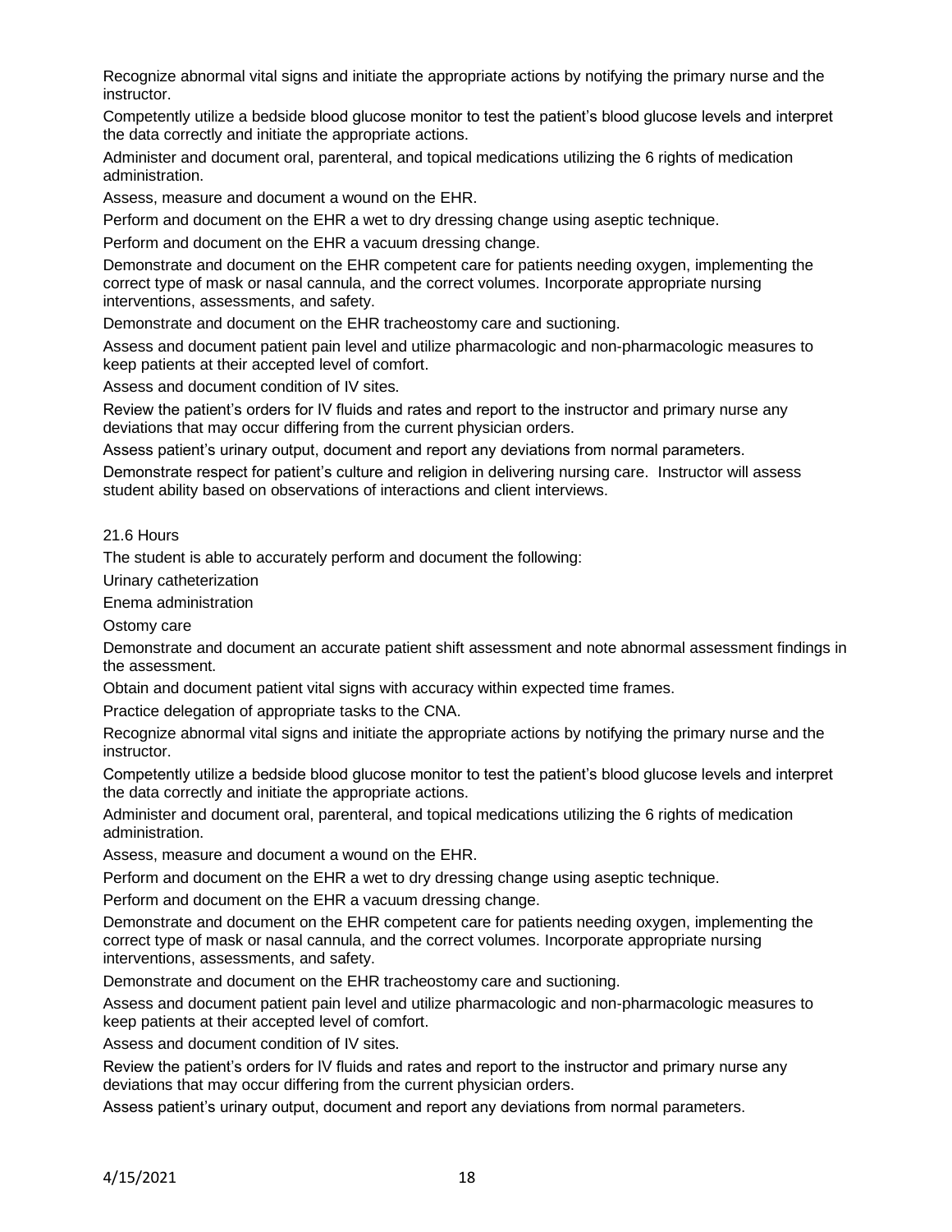Recognize abnormal vital signs and initiate the appropriate actions by notifying the primary nurse and the instructor.

Competently utilize a bedside blood glucose monitor to test the patient's blood glucose levels and interpret the data correctly and initiate the appropriate actions.

Administer and document oral, parenteral, and topical medications utilizing the 6 rights of medication administration.

Assess, measure and document a wound on the EHR.

Perform and document on the EHR a wet to dry dressing change using aseptic technique.

Perform and document on the EHR a vacuum dressing change.

Demonstrate and document on the EHR competent care for patients needing oxygen, implementing the correct type of mask or nasal cannula, and the correct volumes. Incorporate appropriate nursing interventions, assessments, and safety.

Demonstrate and document on the EHR tracheostomy care and suctioning.

Assess and document patient pain level and utilize pharmacologic and non-pharmacologic measures to keep patients at their accepted level of comfort.

Assess and document condition of IV sites.

Review the patient's orders for IV fluids and rates and report to the instructor and primary nurse any deviations that may occur differing from the current physician orders.

Assess patient's urinary output, document and report any deviations from normal parameters.

Demonstrate respect for patient's culture and religion in delivering nursing care. Instructor will assess student ability based on observations of interactions and client interviews.

21.6 Hours

The student is able to accurately perform and document the following:

Urinary catheterization

Enema administration

Ostomy care

Demonstrate and document an accurate patient shift assessment and note abnormal assessment findings in the assessment.

Obtain and document patient vital signs with accuracy within expected time frames.

Practice delegation of appropriate tasks to the CNA.

Recognize abnormal vital signs and initiate the appropriate actions by notifying the primary nurse and the instructor.

Competently utilize a bedside blood glucose monitor to test the patient's blood glucose levels and interpret the data correctly and initiate the appropriate actions.

Administer and document oral, parenteral, and topical medications utilizing the 6 rights of medication administration.

Assess, measure and document a wound on the EHR.

Perform and document on the EHR a wet to dry dressing change using aseptic technique.

Perform and document on the EHR a vacuum dressing change.

Demonstrate and document on the EHR competent care for patients needing oxygen, implementing the correct type of mask or nasal cannula, and the correct volumes. Incorporate appropriate nursing interventions, assessments, and safety.

Demonstrate and document on the EHR tracheostomy care and suctioning.

Assess and document patient pain level and utilize pharmacologic and non-pharmacologic measures to keep patients at their accepted level of comfort.

Assess and document condition of IV sites.

Review the patient's orders for IV fluids and rates and report to the instructor and primary nurse any deviations that may occur differing from the current physician orders.

Assess patient's urinary output, document and report any deviations from normal parameters.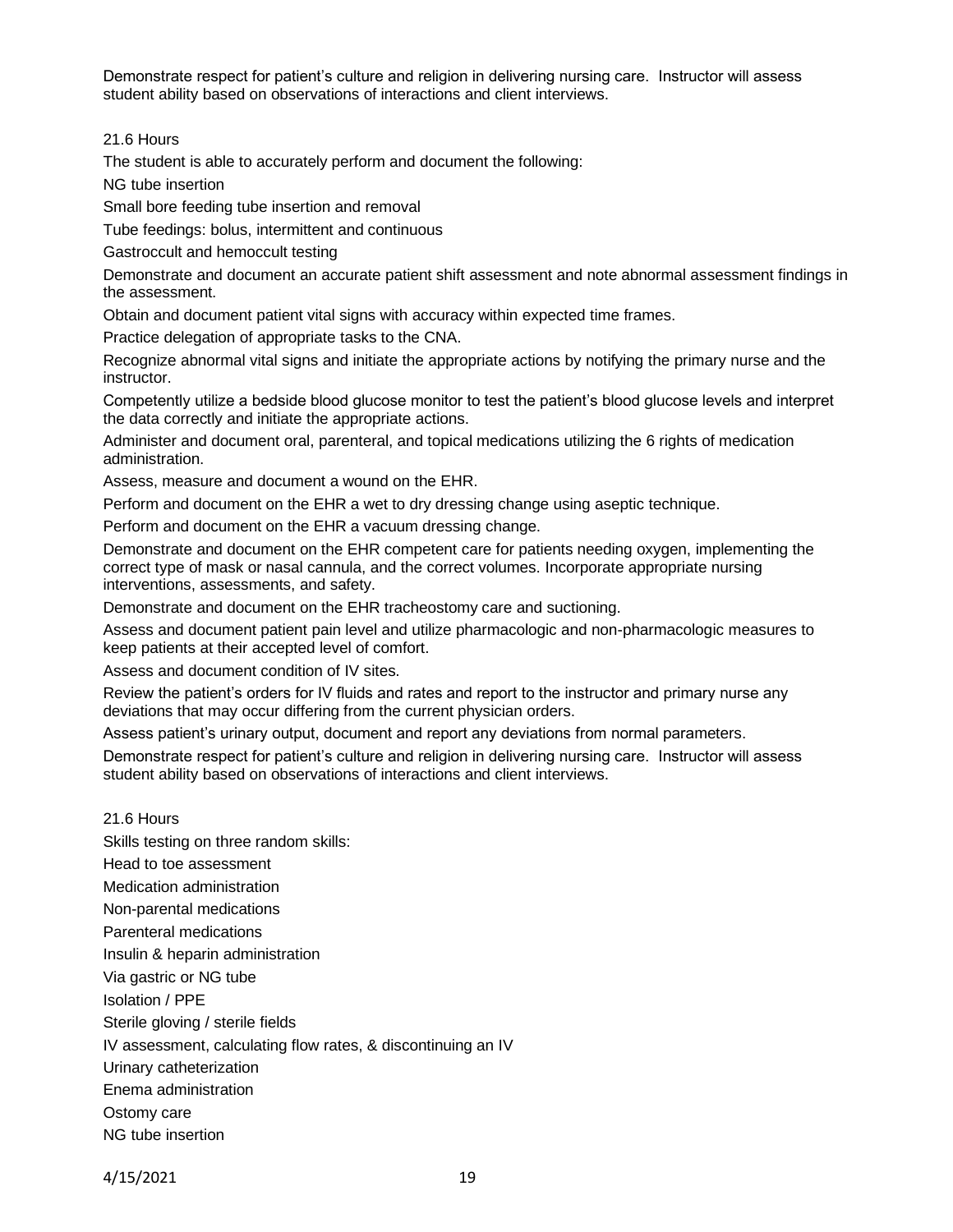Demonstrate respect for patient's culture and religion in delivering nursing care. Instructor will assess student ability based on observations of interactions and client interviews.

21.6 Hours

The student is able to accurately perform and document the following:

NG tube insertion

Small bore feeding tube insertion and removal

Tube feedings: bolus, intermittent and continuous

Gastroccult and hemoccult testing

Demonstrate and document an accurate patient shift assessment and note abnormal assessment findings in the assessment.

Obtain and document patient vital signs with accuracy within expected time frames.

Practice delegation of appropriate tasks to the CNA.

Recognize abnormal vital signs and initiate the appropriate actions by notifying the primary nurse and the instructor.

Competently utilize a bedside blood glucose monitor to test the patient's blood glucose levels and interpret the data correctly and initiate the appropriate actions.

Administer and document oral, parenteral, and topical medications utilizing the 6 rights of medication administration.

Assess, measure and document a wound on the EHR.

Perform and document on the EHR a wet to dry dressing change using aseptic technique.

Perform and document on the EHR a vacuum dressing change.

Demonstrate and document on the EHR competent care for patients needing oxygen, implementing the correct type of mask or nasal cannula, and the correct volumes. Incorporate appropriate nursing interventions, assessments, and safety.

Demonstrate and document on the EHR tracheostomy care and suctioning.

Assess and document patient pain level and utilize pharmacologic and non-pharmacologic measures to keep patients at their accepted level of comfort.

Assess and document condition of IV sites.

Review the patient's orders for IV fluids and rates and report to the instructor and primary nurse any deviations that may occur differing from the current physician orders.

Assess patient's urinary output, document and report any deviations from normal parameters.

Demonstrate respect for patient's culture and religion in delivering nursing care. Instructor will assess student ability based on observations of interactions and client interviews.

21.6 Hours

Skills testing on three random skills:

Head to toe assessment

Medication administration

Non-parental medications

Parenteral medications

Insulin & heparin administration

Via gastric or NG tube

Isolation / PPE

Sterile gloving / sterile fields

IV assessment, calculating flow rates, & discontinuing an IV

Urinary catheterization

Enema administration

Ostomy care

NG tube insertion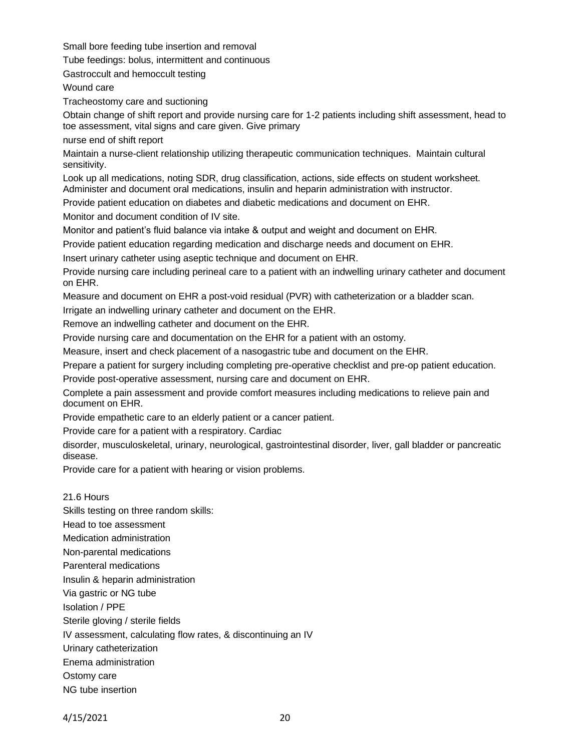Small bore feeding tube insertion and removal

Tube feedings: bolus, intermittent and continuous

Gastroccult and hemoccult testing

Wound care

Tracheostomy care and suctioning

Obtain change of shift report and provide nursing care for 1-2 patients including shift assessment, head to toe assessment, vital signs and care given. Give primary

nurse end of shift report

Maintain a nurse-client relationship utilizing therapeutic communication techniques. Maintain cultural sensitivity.

Look up all medications, noting SDR, drug classification, actions, side effects on student worksheet. Administer and document oral medications, insulin and heparin administration with instructor.

Provide patient education on diabetes and diabetic medications and document on EHR.

Monitor and document condition of IV site.

Monitor and patient's fluid balance via intake & output and weight and document on EHR.

Provide patient education regarding medication and discharge needs and document on EHR.

Insert urinary catheter using aseptic technique and document on EHR.

Provide nursing care including perineal care to a patient with an indwelling urinary catheter and document on EHR.

Measure and document on EHR a post-void residual (PVR) with catheterization or a bladder scan.

Irrigate an indwelling urinary catheter and document on the EHR.

Remove an indwelling catheter and document on the EHR.

Provide nursing care and documentation on the EHR for a patient with an ostomy.

Measure, insert and check placement of a nasogastric tube and document on the EHR.

Prepare a patient for surgery including completing pre-operative checklist and pre-op patient education.

Provide post-operative assessment, nursing care and document on EHR.

Complete a pain assessment and provide comfort measures including medications to relieve pain and document on EHR.

Provide empathetic care to an elderly patient or a cancer patient.

Provide care for a patient with a respiratory. Cardiac

disorder, musculoskeletal, urinary, neurological, gastrointestinal disorder, liver, gall bladder or pancreatic disease.

Provide care for a patient with hearing or vision problems.

21.6 Hours

Skills testing on three random skills:

Head to toe assessment

Medication administration

Non-parental medications

Parenteral medications

Insulin & heparin administration

Via gastric or NG tube

Isolation / PPE

Sterile gloving / sterile fields

IV assessment, calculating flow rates, & discontinuing an IV

Urinary catheterization

Enema administration

Ostomy care

NG tube insertion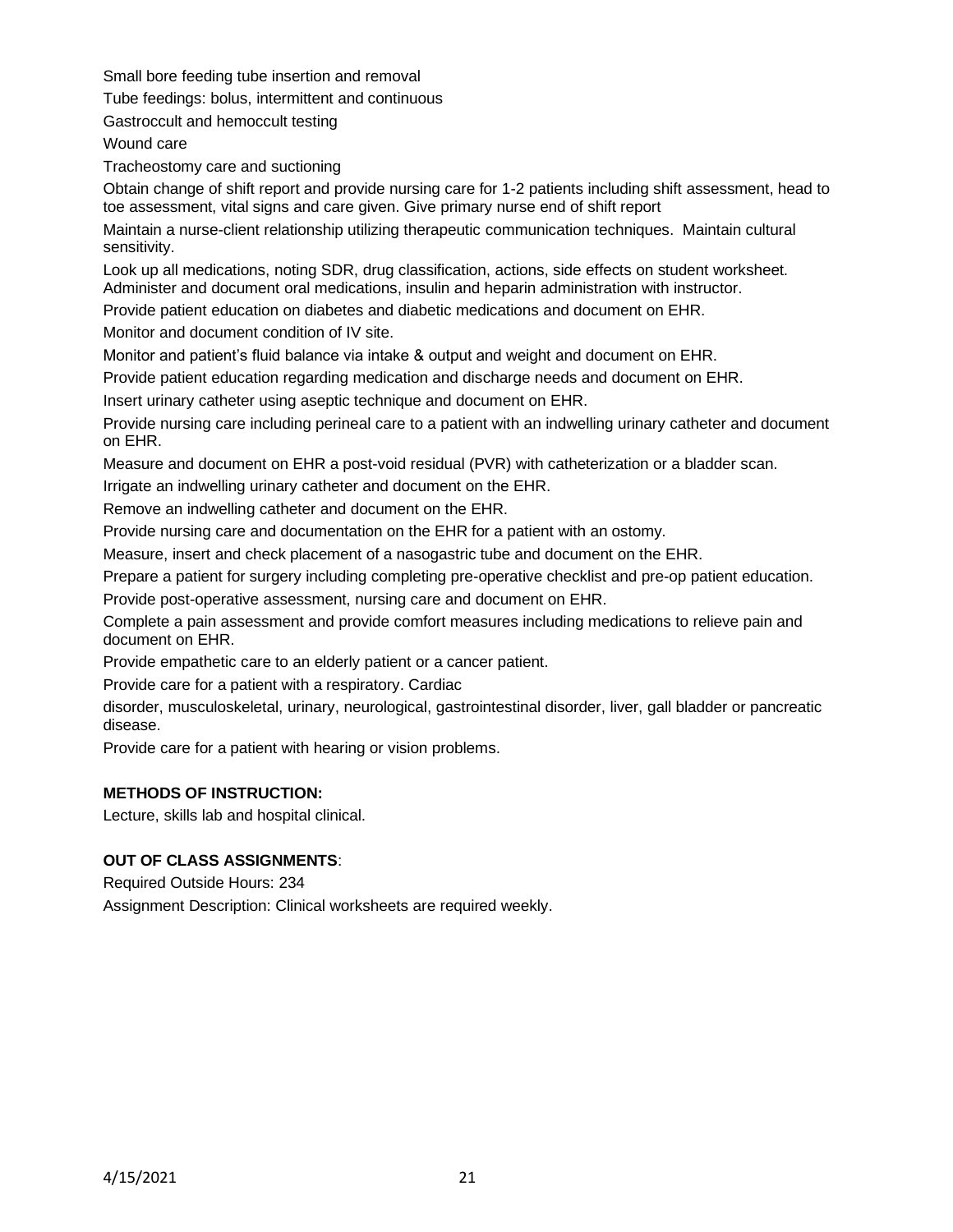Small bore feeding tube insertion and removal

Tube feedings: bolus, intermittent and continuous

Gastroccult and hemoccult testing

Wound care

Tracheostomy care and suctioning

Obtain change of shift report and provide nursing care for 1-2 patients including shift assessment, head to toe assessment, vital signs and care given. Give primary nurse end of shift report

Maintain a nurse-client relationship utilizing therapeutic communication techniques. Maintain cultural sensitivity.

Look up all medications, noting SDR, drug classification, actions, side effects on student worksheet. Administer and document oral medications, insulin and heparin administration with instructor.

Provide patient education on diabetes and diabetic medications and document on EHR.

Monitor and document condition of IV site.

Monitor and patient's fluid balance via intake & output and weight and document on EHR.

Provide patient education regarding medication and discharge needs and document on EHR.

Insert urinary catheter using aseptic technique and document on EHR.

Provide nursing care including perineal care to a patient with an indwelling urinary catheter and document on EHR.

Measure and document on EHR a post-void residual (PVR) with catheterization or a bladder scan.

Irrigate an indwelling urinary catheter and document on the EHR.

Remove an indwelling catheter and document on the EHR.

Provide nursing care and documentation on the EHR for a patient with an ostomy.

Measure, insert and check placement of a nasogastric tube and document on the EHR.

Prepare a patient for surgery including completing pre-operative checklist and pre-op patient education.

Provide post-operative assessment, nursing care and document on EHR.

Complete a pain assessment and provide comfort measures including medications to relieve pain and document on EHR.

Provide empathetic care to an elderly patient or a cancer patient.

Provide care for a patient with a respiratory. Cardiac

disorder, musculoskeletal, urinary, neurological, gastrointestinal disorder, liver, gall bladder or pancreatic disease.

Provide care for a patient with hearing or vision problems.

**METHODS OF INSTRUCTION:**

Lecture, skills lab and hospital clinical.

**OUT OF CLASS ASSIGNMENTS**:

Required Outside Hours: 234

Assignment Description: Clinical worksheets are required weekly.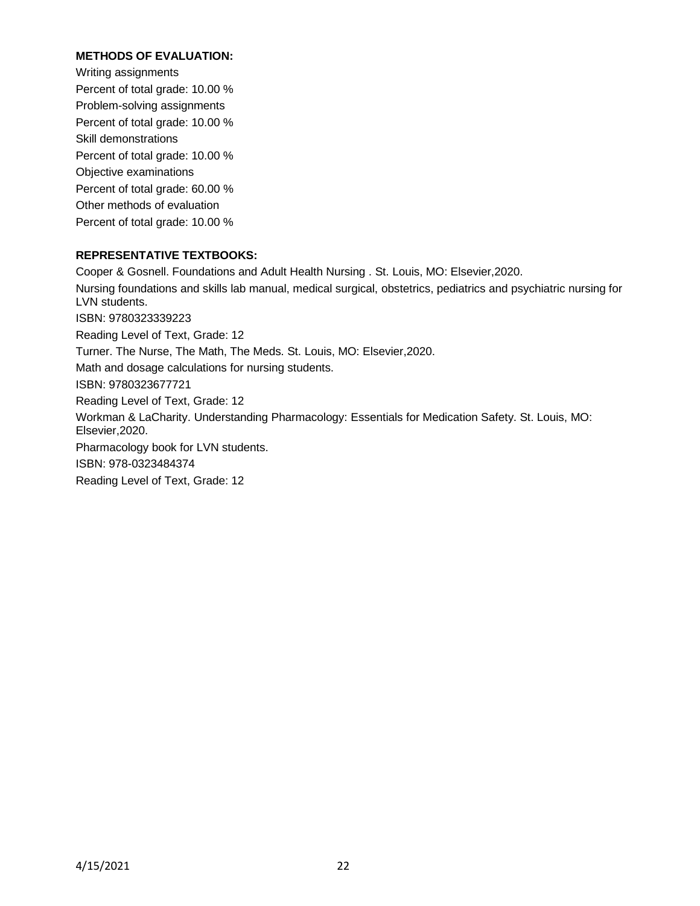**METHODS OF EVALUATION:**

Writing assignments

Percent of total grade: 10.00 %

Problem-solving assignments

Percent of total grade: 10.00 %

Skill demonstrations

Percent of total grade: 10.00 %

Objective examinations

Percent of total grade: 60.00 %

Other methods of evaluation

Percent of total grade: 10.00 %

**REPRESENTATIVE TEXTBOOKS:**

Cooper & Gosnell. Foundations and Adult Health Nursing . St. Louis, MO: Elsevier,2020.

Nursing foundations and skills lab manual, medical surgical, obstetrics, pediatrics and psychiatric nursing for LVN students.

ISBN: 9780323339223

Reading Level of Text, Grade: 12

Turner. The Nurse, The Math, The Meds. St. Louis, MO: Elsevier,2020.

Math and dosage calculations for nursing students.

ISBN: 9780323677721

Reading Level of Text, Grade: 12

Workman & LaCharity. Understanding Pharmacology: Essentials for Medication Safety. St. Louis, MO: Elsevier,2020.

Pharmacology book for LVN students.

ISBN: 978-0323484374

Reading Level of Text, Grade: 12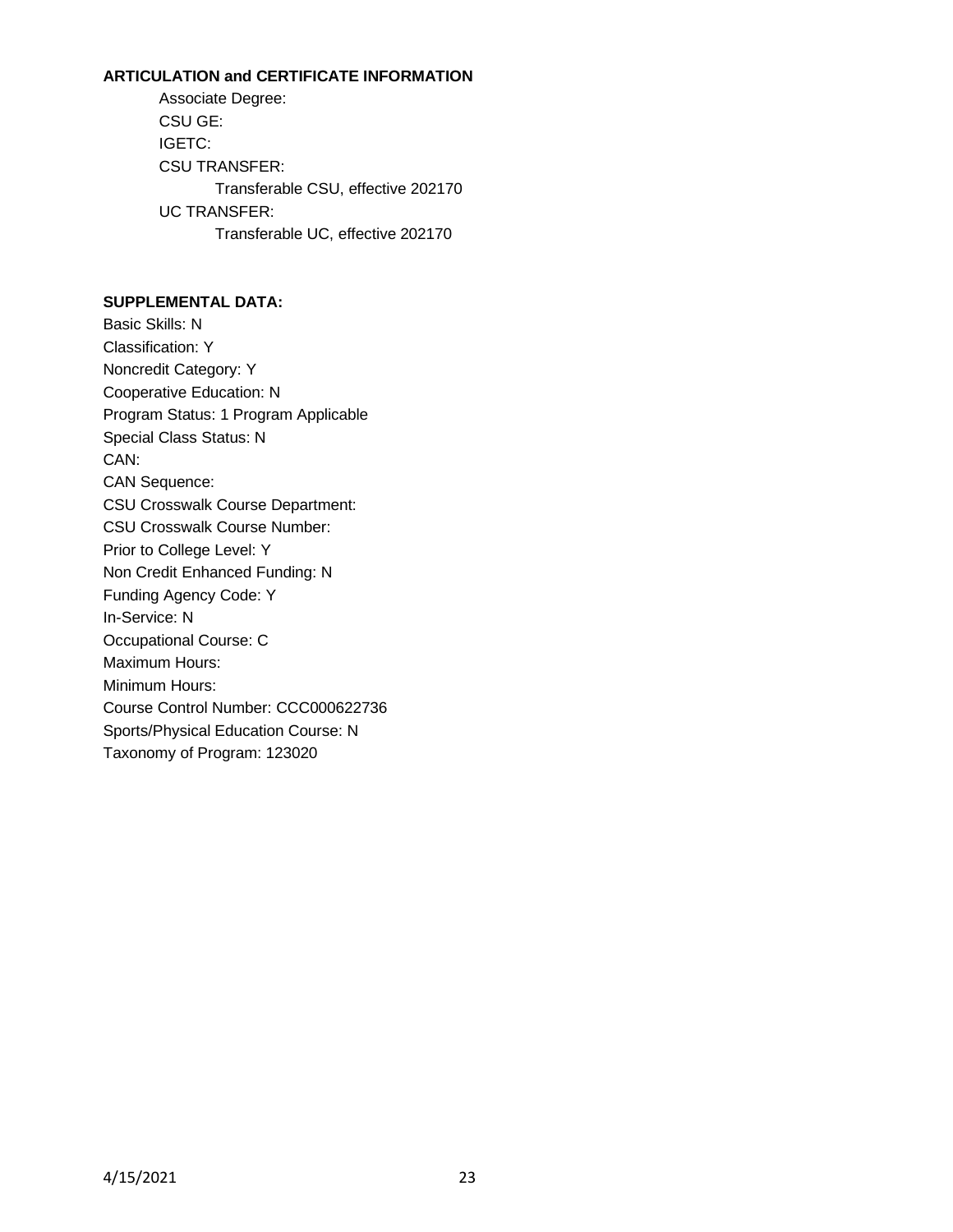**ARTICULATION and CERTIFICATE INFORMATION**

Associate Degree:

CSU GE:

IGETC:

CSU TRANSFER:

Transferable CSU, effective 202170

UC TRANSFER:

Transferable UC, effective 202170

**SUPPLEMENTAL DATA:**

Basic Skills: N
Classification: Y
Noncredit Category: Y
Cooperative Education: N
Program Status: 1 Program Applicable
Special Class Status: N
CAN:
CAN Sequence:
CSU Crosswalk Course Department:
CSU Crosswalk Course Number:
Prior to College Level: Y
Non Credit Enhanced Funding: N
Funding Agency Code: Y
In-Service: N
Occupational Course: C
Maximum Hours:
Minimum Hours:
Course Control Number: CCC000622736
Sports/Physical Education Course: N
Taxonomy of Program: 123020